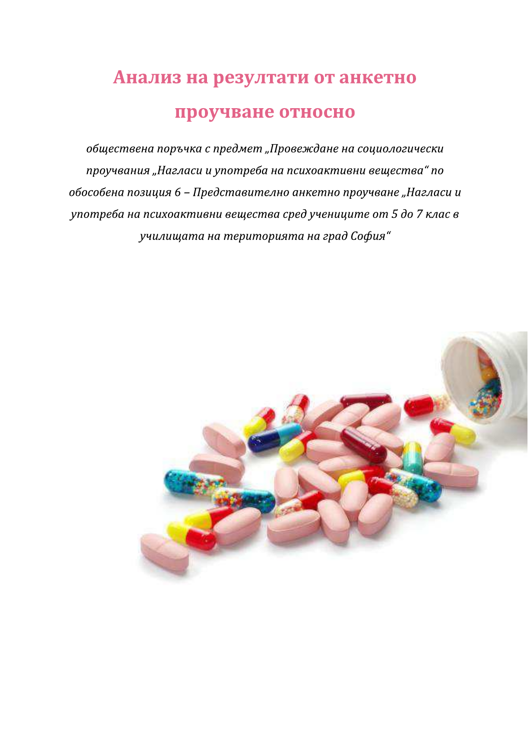# Анализ на резултати от анкетно проучване относно

*обществена поръчка с предмет „Провеждане на социологически проучвания „Нагласи и употреба на психоактивни вещества“ по обособена позиция 6 – Представително анкетно проучване „Нагласи и употреба на психоактивни вещества сред учениците от 5 до 7 клас в училищата на територията на град София“*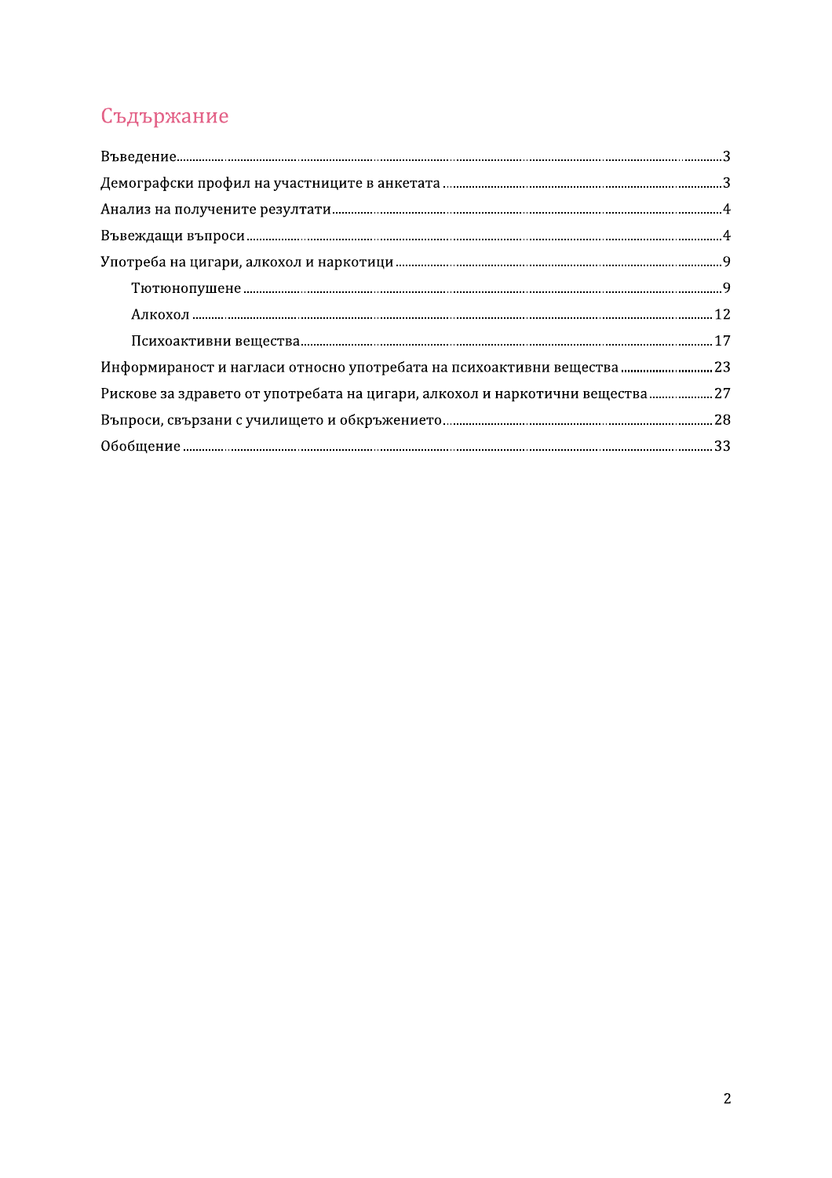# Съдържание

Въведение .......... 3

Демографски профил на участниците в анкетата .......... 3

Анализ на получените резултати .......... 4

Въвеждащи въпроси .......... 4

Употреба на цигари, алкохол и наркотици .......... 9

- Тютюнопушене .......... 9
- Алкохол .......... 12
- Психоактивни вещества .......... 17

Информираност и нагласи относно употребата на психоактивни вещества .......... 23

Рискове за здравето от употребата на цигари, алкохол и наркотични вещества .......... 27

Въпроси, свързани с училището и обкръжението .......... 28

Обобщение .......... 33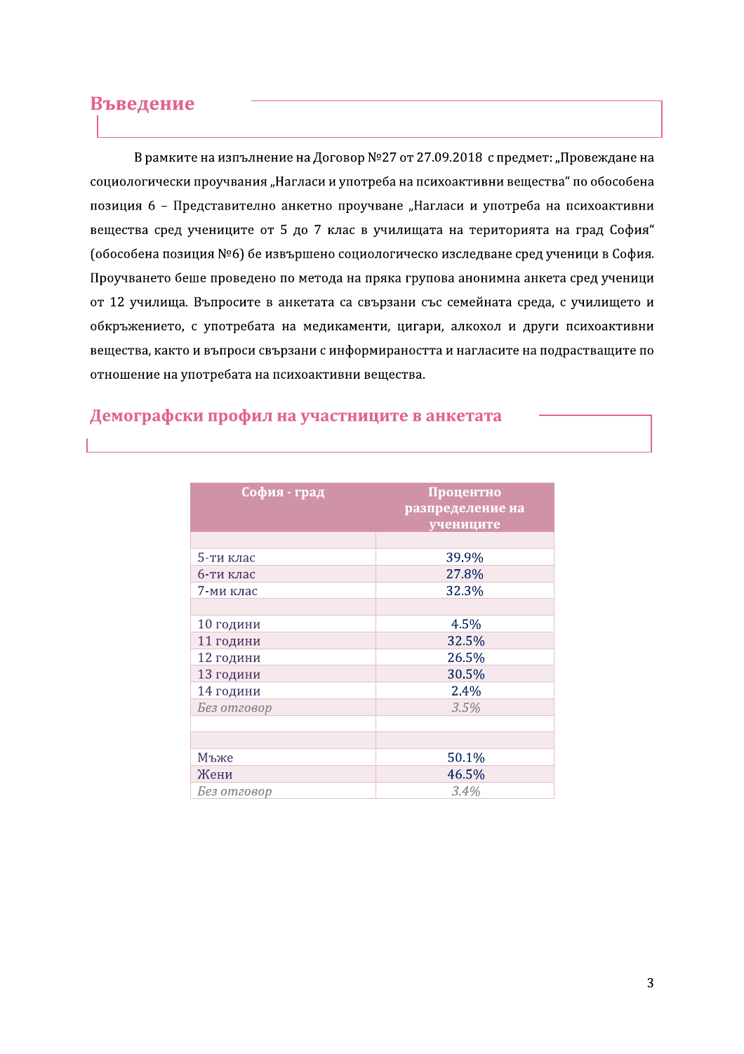## Въведение

В рамките на изпълнение на Договор №27 от 27.09.2018 с предмет: „Провеждане на социологически проучвания „Нагласи и употреба на психоактивни вещества“ по обособена позиция 6 – Представително анкетно проучване „Нагласи и употреба на психоактивни вещества сред учениците от 5 до 7 клас в училищата на територията на град София“ (обособена позиция №6) бе извършено социологическо изследване сред ученици в София. Проучването беше проведено по метода на пряка групова анонимна анкета сред ученици от 12 училища. Въпросите в анкетата са свързани със семейната среда, с училището и обкръжението, с употребата на медикаменти, цигари, алкохол и други психоактивни вещества, както и въпроси свързани с информираността и нагласите на подрастващите по отношение на употребата на психоактивни вещества.

## Демографски профил на участниците в анкетата

| София - град | Процентно разпределение на учениците |
|---|---|
| | |
| 5-ти клас | 39.9% |
| 6-ти клас | 27.8% |
| 7-ми клас | 32.3% |
| | |
| 10 години | 4.5% |
| 11 години | 32.5% |
| 12 години | 26.5% |
| 13 години | 30.5% |
| 14 години | 2.4% |
| *Без отговор* | *3.5%* |
| | |
| | |
| Мъже | 50.1% |
| Жени | 46.5% |
| *Без отговор* | *3.4%* |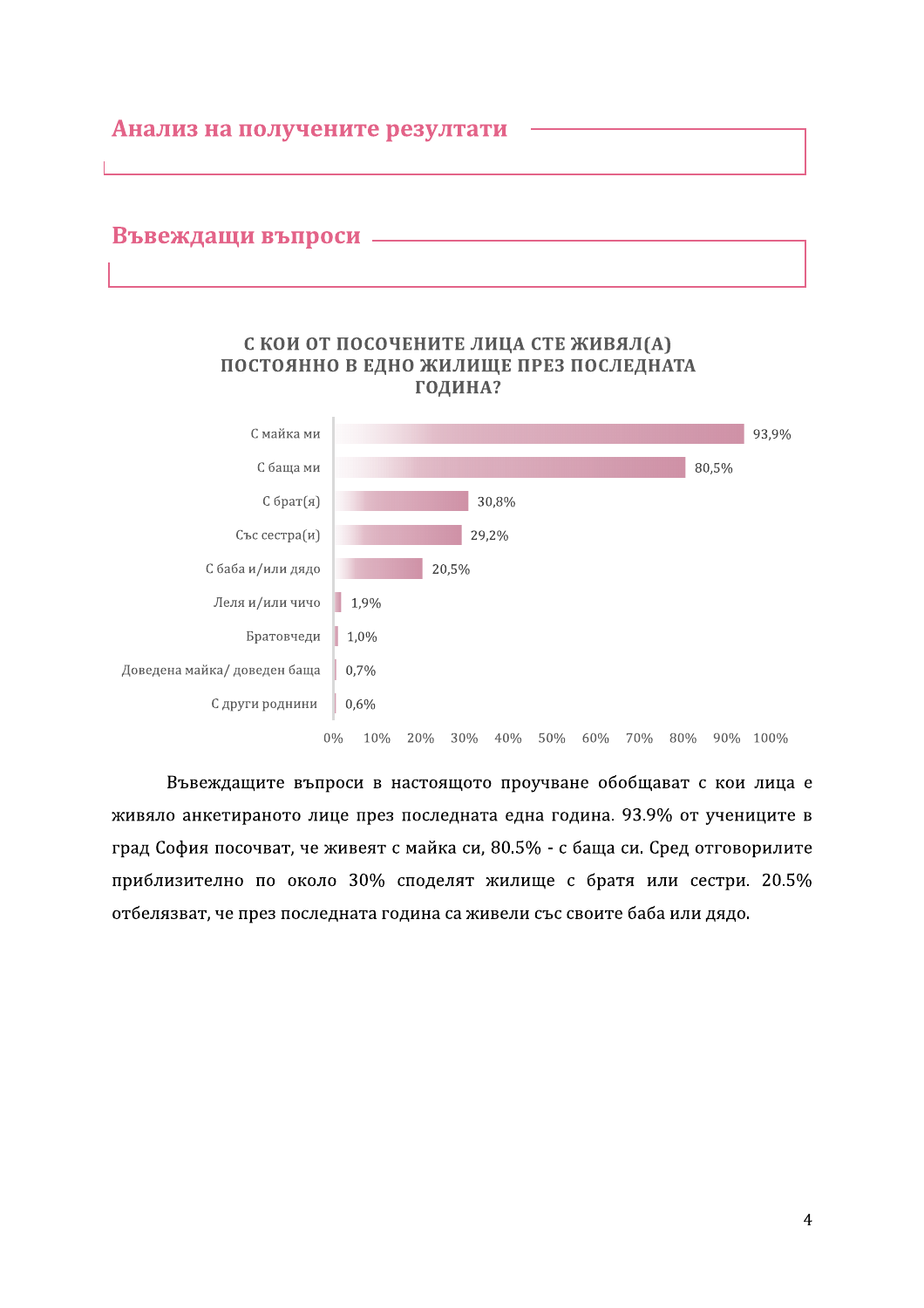## Анализ на получените резултати

### Въвеждащи въпроси

**С КОИ ОТ ПОСОЧЕНИТЕ ЛИЦА СТЕ ЖИВЯЛ(А) ПОСТОЯННО В ЕДНО ЖИЛИЩЕ ПРЕЗ ПОСЛЕДНАТА ГОДИНА?**

| Лица | % |
|---|---|
| С майка ми | 93,9% |
| С баща ми | 80,5% |
| С брат(я) | 30,8% |
| Със сестра(и) | 29,2% |
| С баба и/или дядо | 20,5% |
| Леля и/или чичо | 1,9% |
| Братовчеди | 1,0% |
| Доведена майка/ доведен баща | 0,7% |
| С други роднини | 0,6% |

Въвеждащите въпроси в настоящото проучване обобщават с кои лица е живяло анкетираното лице през последната една година. 93.9% от учениците в град София посочват, че живеят с майка си, 80.5% - с баща си. Сред отговорилите приблизително по около 30% споделят жилище с братя или сестри. 20.5% отбелязват, че през последната година са живели със своите баба или дядо.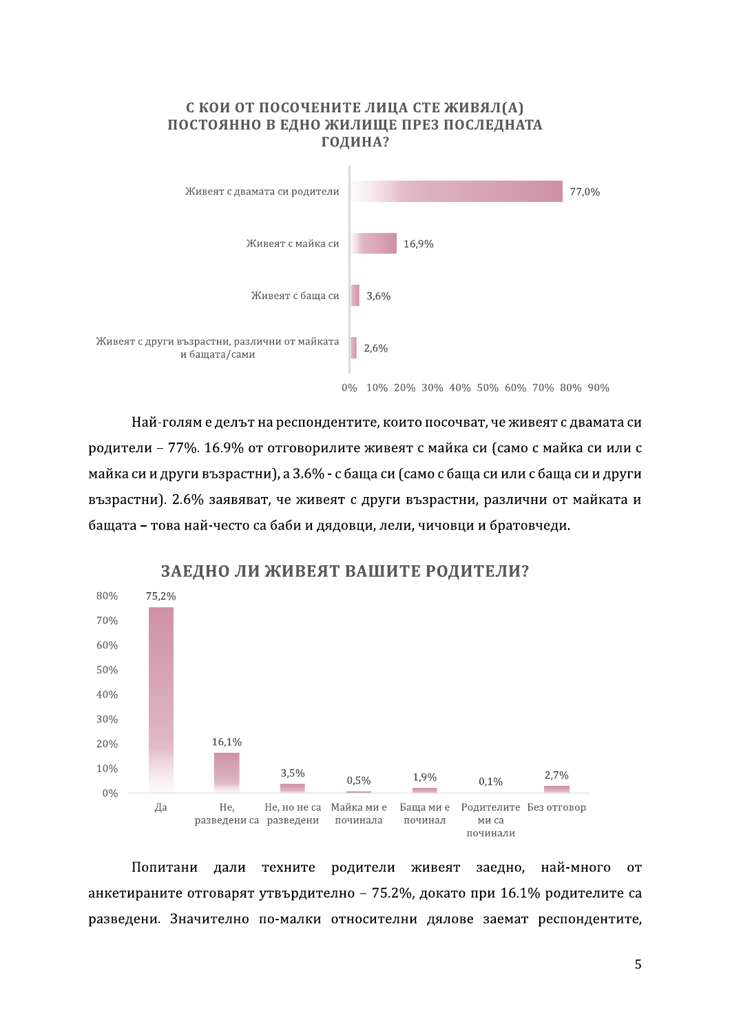### С КОИ ОТ ПОСОЧЕНИТЕ ЛИЦА СТЕ ЖИВЯЛ(А) ПОСТОЯННО В ЕДНО ЖИЛИЩЕ ПРЕЗ ПОСЛЕДНАТА ГОДИНА?

| Отговор | % |
|---|---|
| Живеят с двамата си родители | 77,0% |
| Живеят с майка си | 16,9% |
| Живеят с баща си | 3,6% |
| Живеят с други възрастни, различни от майката и бащата/сами | 2,6% |

Най-голям е делът на респондентите, които посочват, че живеят с двамата си родители – 77%. 16.9% от отговорилите живеят с майка си (само с майка си или с майка си и други възрастни), а 3.6% - с баща си (само с баща си или с баща си и други възрастни). 2.6% заявяват, че живеят с други възрастни, различни от майката и бащата – това най-често са баби и дядовци, лели, чичовци и братовчеди.

### ЗАЕДНО ЛИ ЖИВЕЯТ ВАШИТЕ РОДИТЕЛИ?

| Отговор | % |
|---|---|
| Да | 75,2% |
| Не, разведени са | 16,1% |
| Не, но не са разведени | 3,5% |
| Майка ми е починала | 0,5% |
| Баща ми е починал | 1,9% |
| Родителите ми са починали | 0,1% |
| Без отговор | 2,7% |

Попитани дали техните родители живеят заедно, най-много от анкетираните отговарят утвърдително – 75.2%, докато при 16.1% родителите са разведени. Значително по-малки относителни дялове заемат респондентите,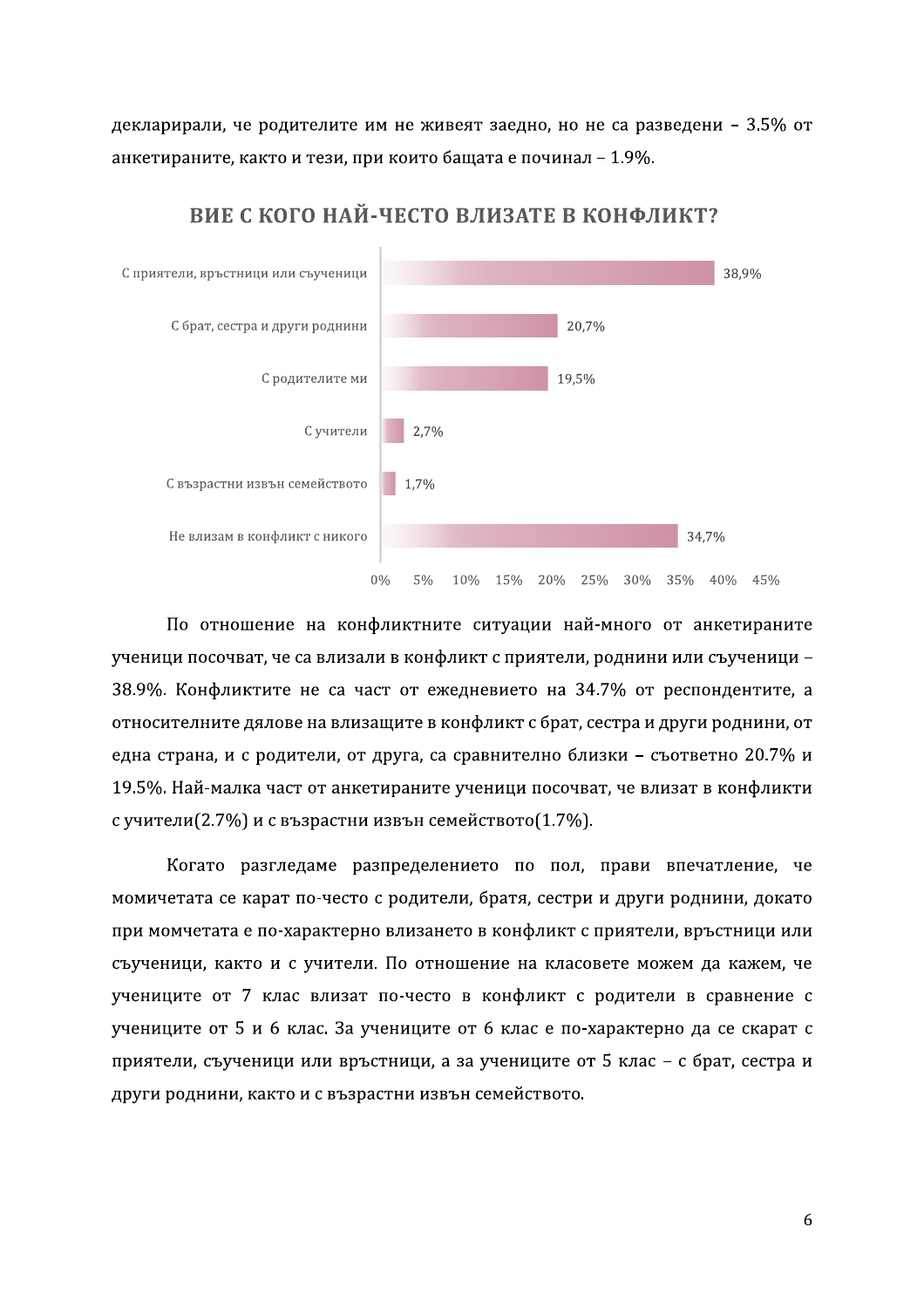декларирали, че родителите им не живеят заедно, но не са разведени – 3.5% от анкетираните, както и тези, при които бащата е починал – 1.9%.

## ВИЕ С КОГО НАЙ-ЧЕСТО ВЛИЗАТЕ В КОНФЛИКТ?

| Отговор | % |
|---|---|
| С приятели, връстници или съученици | 38,9% |
| С брат, сестра и други роднини | 20,7% |
| С родителите ми | 19,5% |
| С учители | 2,7% |
| С възрастни извън семейството | 1,7% |
| Не влизам в конфликт с никого | 34,7% |

По отношение на конфликтните ситуации най-много от анкетираните ученици посочват, че са влизали в конфликт с приятели, роднини или съученици – 38.9%. Конфликтите не са част от ежедневието на 34.7% от респондентите, а относителните дялове на влизащите в конфликт с брат, сестра и други роднини, от една страна, и с родители, от друга, са сравнително близки – съответно 20.7% и 19.5%. Най-малка част от анкетираните ученици посочват, че влизат в конфликти с учители(2.7%) и с възрастни извън семейството(1.7%).

Когато разгледаме разпределението по пол, прави впечатление, че момичетата се карат по-често с родители, братя, сестри и други роднини, докато при момчетата е по-характерно влизането в конфликт с приятели, връстници или съученици, както и с учители. По отношение на класовете можем да кажем, че учениците от 7 клас влизат по-често в конфликт с родители в сравнение с учениците от 5 и 6 клас. За учениците от 6 клас е по-характерно да се скарат с приятели, съученици или връстници, а за учениците от 5 клас – с брат, сестра и други роднини, както и с възрастни извън семейството.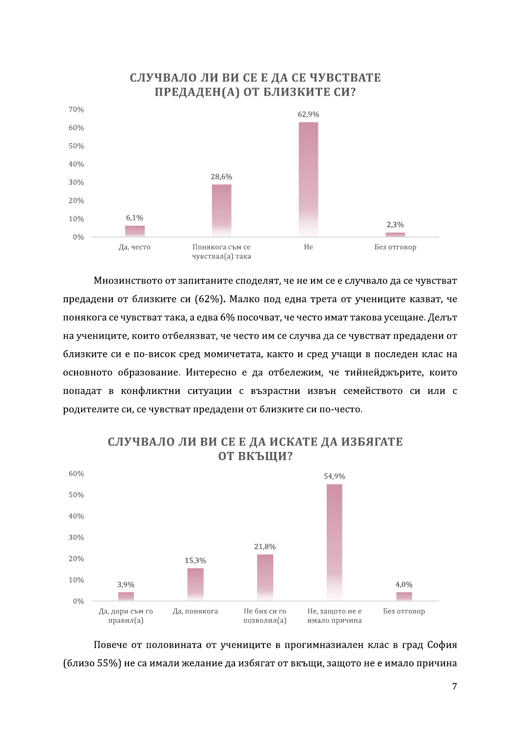**СЛУЧВАЛО ЛИ ВИ СЕ Е ДА СЕ ЧУВСТВАТЕ ПРЕДАДЕН(А) ОТ БЛИЗКИТЕ СИ?**

| Отговор | % |
|---|---|
| Да, често | 6,1% |
| Понякога съм се чувствал(а) така | 28,6% |
| Не | 62,9% |
| Без отговор | 2,3% |

Мнозинството от запитаните споделят, че не им се е случвало да се чувстват предадени от близките си (62%**.** Малко под една трета от учениците казват, че понякога се чувстват така, а едва 6% посочват, че често имат такова усещане. Делът на учениците, които отбелязват, че често им се случва да се чувстват предадени от близките си е по-висок сред момичетата, както и сред учащи в последен клас на основното образование. Интересно е да отбележим, че тийнейджърите, които попадат в конфликтни ситуации с възрастни извън семейството си или с родителите си, се чувстват предадени от близките си по-често.

**СЛУЧВАЛО ЛИ ВИ СЕ Е ДА ИСКАТЕ ДА ИЗБЯГАТЕ ОТ ВКЪЩИ?**

| Отговор | % |
|---|---|
| Да, дори съм го правил(а) | 3,9% |
| Да, понякога | 15,3% |
| Не бих си го позволил(а) | 21,8% |
| Не, защото не е имало причина | 54,9% |
| Без отговор | 4,0% |

Повече от половината от учениците в прогимназиален клас в град София (близо 55%) не са имали желание да избягат от вкъщи, защото не е имало причина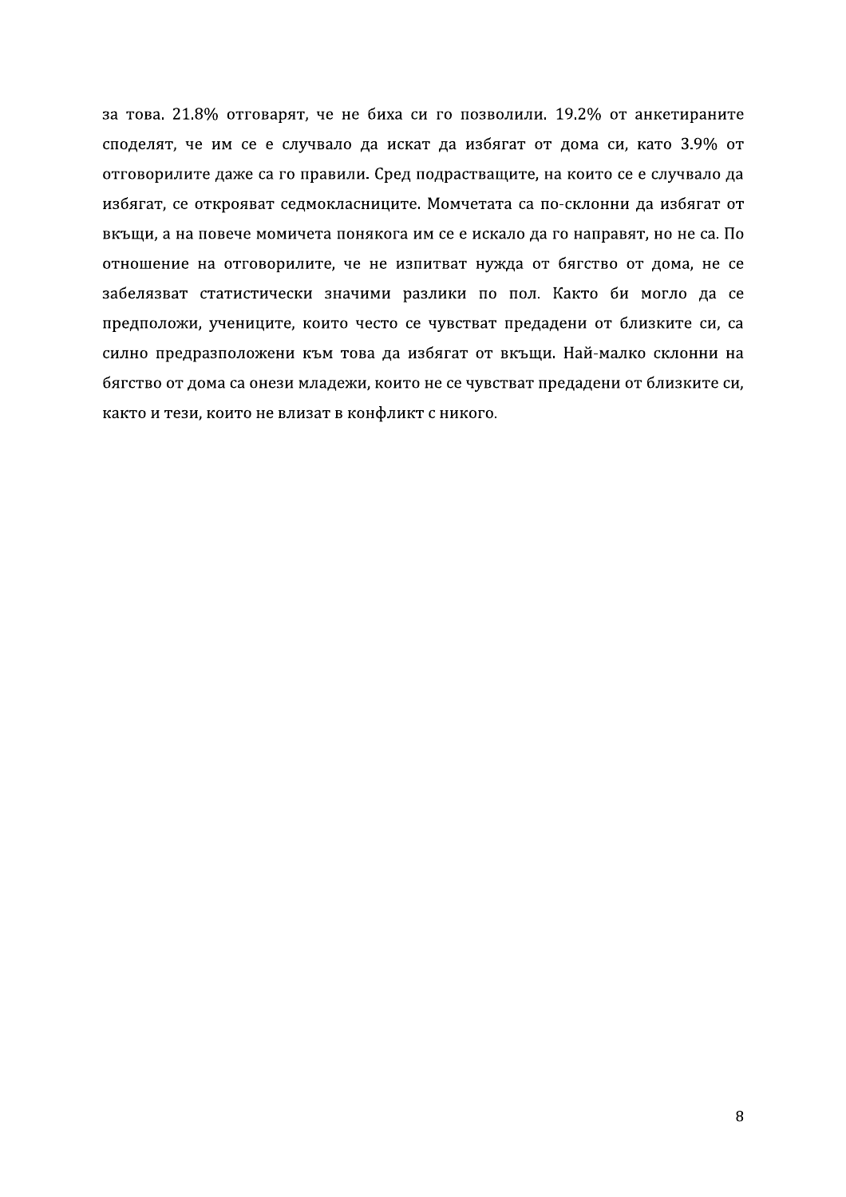за това. 21.8% отговарят, че не биха си го позволили. 19.2% от анкетираните споделят, че им се е случвало да искат да избягат от дома си, като 3.9% от отговорилите даже са го правили. Сред подрастващите, на които се е случвало да избягат, се открояват седмокласниците. Момчетата са по-склонни да избягат от вкъщи, а на повече момичета понякога им се е искало да го направят, но не са. По отношение на отговорилите, че не изпитват нужда от бягство от дома, не се забелязват статистически значими разлики по пол. Както би могло да се предположи, учениците, които често се чувстват предадени от близките си, са силно предразположени към това да избягат от вкъщи. Най-малко склонни на бягство от дома са онези младежи, които не се чувстват предадени от близките си, както и тези, които не влизат в конфликт с никого.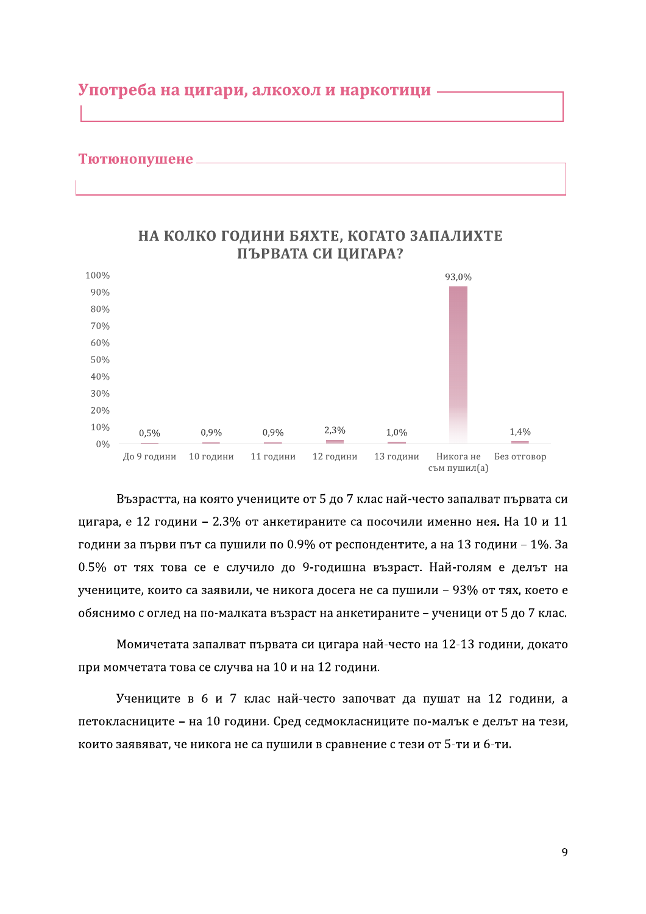# Употреба на цигари, алкохол и наркотици

## Тютюнопушене

**НА КОЛКО ГОДИНИ БЯХТЕ, КОГАТО ЗАПАЛИХТЕ ПЪРВАТА СИ ЦИГАРА?**

| До 9 години | 10 години | 11 години | 12 години | 13 години | Никога не съм пушил(а) | Без отговор |
|---|---|---|---|---|---|---|
| 0,5% | 0,9% | 0,9% | 2,3% | 1,0% | 93,0% | 1,4% |

Възрастта, на която учениците от 5 до 7 клас най-често запалват първата си цигара, е 12 години – 2.3% от анкетираните са посочили именно нея. На 10 и 11 години за първи път са пушили по 0.9% от респондентите, а на 13 години – 1%. За 0.5% от тях това се е случило до 9-годишна възраст. Най-голям е делът на учениците, които са заявили, че никога досега не са пушили – 93% от тях, което е обяснимо с оглед на по-малката възраст на анкетираните – ученици от 5 до 7 клас.

Момичетата запалват първата си цигара най-често на 12-13 години, докато при момчетата това се случва на 10 и на 12 години.

Учениците в 6 и 7 клас най-често започват да пушат на 12 години, а петокласниците – на 10 години. Сред седмокласниците по-малък е делът на тези, които заявяват, че никога не са пушили в сравнение с тези от 5-ти и 6-ти.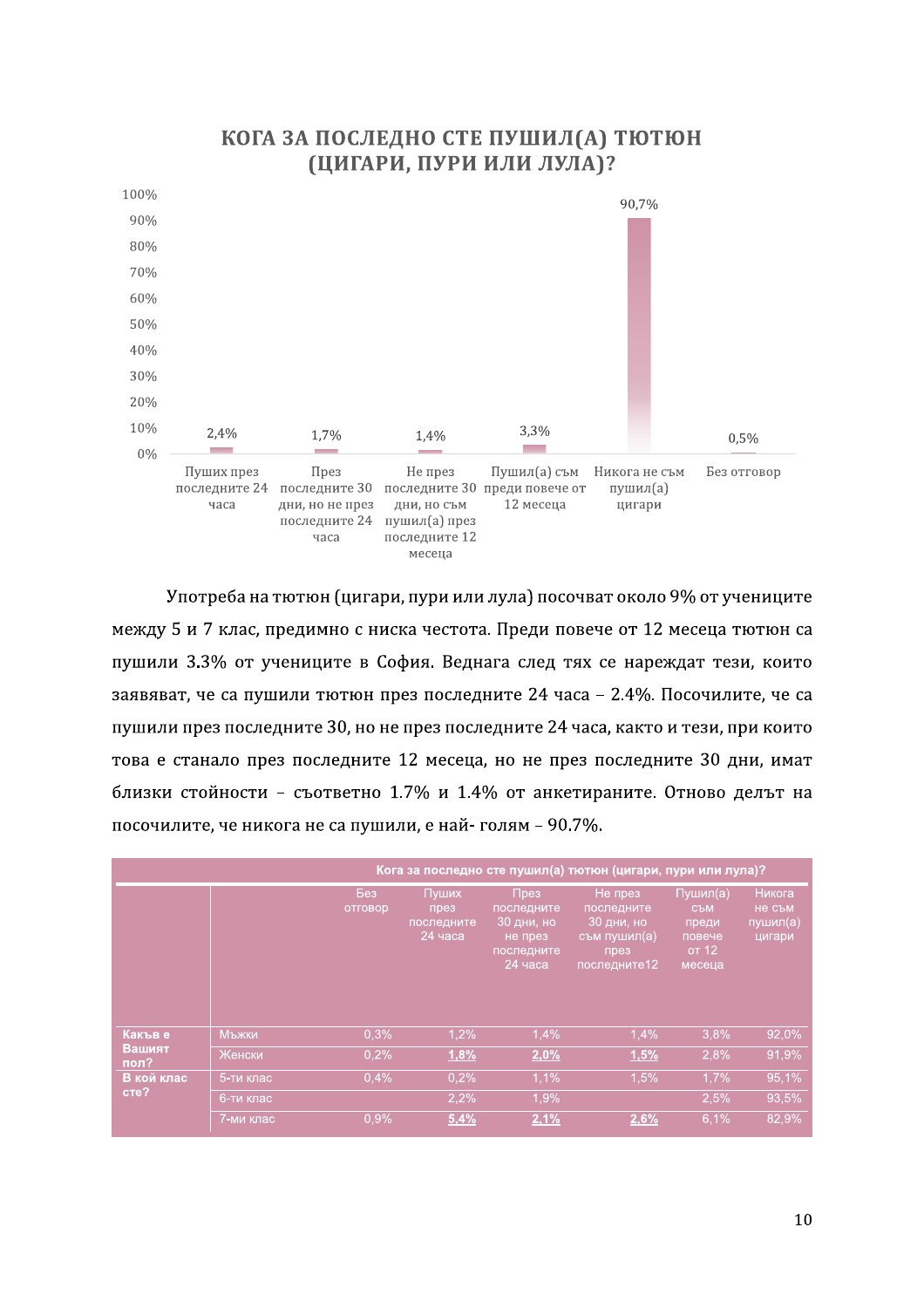## КОГА ЗА ПОСЛЕДНО СТЕ ПУШИЛ(А) ТЮТЮН (ЦИГАРИ, ПУРИ ИЛИ ЛУЛА)?

| Пуших през последните 24 часа | През последните 30 дни, но не през последните 24 часа | Не през последните 30 дни, но съм пушил(а) през последните 12 месеца | Пушил(а) съм преди повече от 12 месеца | Никога не съм пушил(а) цигари | Без отговор |
|---|---|---|---|---|---|
| 2,4% | 1,7% | 1,4% | 3,3% | 90,7% | 0,5% |

Употреба на тютюн (цигари, пури или лула) посочват около 9% от учениците между 5 и 7 клас, предимно с ниска честота. Преди повече от 12 месеца тютюн са пушили 3.3% от учениците в София. Веднага след тях се нареждат тези, които заявяват, че са пушили тютюн през последните 24 часа – 2.4%. Посочилите, че са пушили през последните 30, но не през последните 24 часа, както и тези, при които това е станало през последните 12 месеца, но не през последните 30 дни, имат близки стойности – съответно 1.7% и 1.4% от анкетираните. Отново делът на посочилите, че никога не са пушили, е най- голям – 90.7%.

| | | Кога за последно сте пушил(а) тютюн (цигари, пури или лула)? | | | | | |
|---|---|---|---|---|---|---|---|
| | | Без отговор | Пуших през последните 24 часа | През последните 30 дни, но не през последните 24 часа | Не през последните 30 дни, но съм пушил(а) през последните12 | Пушил(а) съм преди повече от 12 месеца | Никога не съм пушил(а) цигари |
| Какъв е Вашият пол? | Мъжки | 0,3% | 1,2% | 1,4% | 1,4% | 3,8% | 92,0% |
| | Женски | 0,2% | **1,8%** | **2,0%** | **1,5%** | 2,8% | 91,9% |
| В кой клас сте? | 5-ти клас | 0,4% | 0,2% | 1,1% | 1,5% | 1,7% | 95,1% |
| | 6-ти клас | | 2,2% | 1,9% | | 2,5% | 93,5% |
| | 7-ми клас | 0,9% | **5,4%** | **2,1%** | **2,6%** | 6,1% | 82,9% |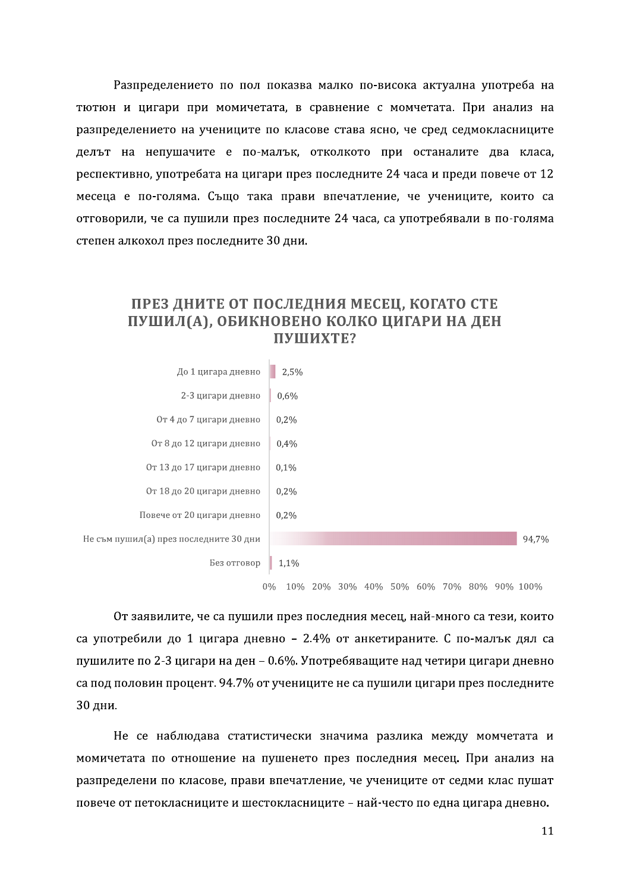Разпределението по пол показва малко по-висока актуална употреба на тютюн и цигари при момичетата, в сравнение с момчетата. При анализ на разпределението на учениците по класове става ясно, че сред седмокласниците делът на непушачите е по-малък, отколкото при останалите два класа, респективно, употребата на цигари през последните 24 часа и преди повече от 12 месеца е по-голяма. Също така прави впечатление, че учениците, които са отговорили, че са пушили през последните 24 часа, са употребявали в по-голяма степен алкохол през последните 30 дни.

### ПРЕЗ ДНИТЕ ОТ ПОСЛЕДНИЯ МЕСЕЦ, КОГАТО СТЕ ПУШИЛ(А), ОБИКНОВЕНО КОЛКО ЦИГАРИ НА ДЕН ПУШИХТЕ?

| Отговор | % |
| --- | --- |
| До 1 цигара дневно | 2,5% |
| 2-3 цигари дневно | 0,6% |
| От 4 до 7 цигари дневно | 0,2% |
| От 8 до 12 цигари дневно | 0,4% |
| От 13 до 17 цигари дневно | 0,1% |
| От 18 до 20 цигари дневно | 0,2% |
| Повече от 20 цигари дневно | 0,2% |
| Не съм пушил(а) през последните 30 дни | 94,7% |
| Без отговор | 1,1% |

От заявилите, че са пушили през последния месец, най-много са тези, които са употребили до 1 цигара дневно – 2.4% от анкетираните. С по-малък дял са пушилите по 2-3 цигари на ден – 0.6%. Употребяващите над четири цигари дневно са под половин процент. 94.7% от учениците не са пушили цигари през последните 30 дни.

Не се наблюдава статистически значима разлика между момчетата и момичетата по отношение на пушенето през последния месец. При анализ на разпределени по класове, прави впечатление, че учениците от седми клас пушат повече от петокласниците и шестокласниците – най-често по една цигара дневно.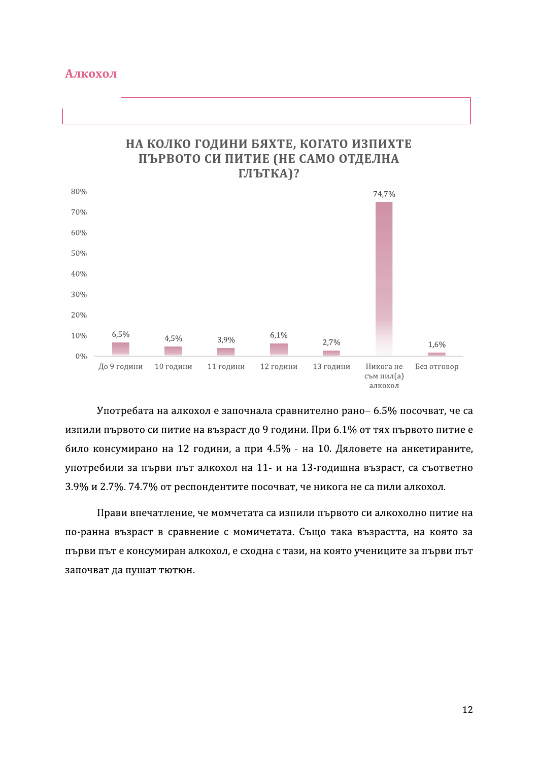## Алкохол

**НА КОЛКО ГОДИНИ БЯХТЕ, КОГАТО ИЗПИХТЕ ПЪРВОТО СИ ПИТИЕ (НЕ САМО ОТДЕЛНА ГЛЪТКА)?**

| До 9 години | 10 години | 11 години | 12 години | 13 години | Никога не съм пил(а) алкохол | Без отговор |
|---|---|---|---|---|---|---|
| 6,5% | 4,5% | 3,9% | 6,1% | 2,7% | 74,7% | 1,6% |

Употребата на алкохол е започнала сравнително рано– 6.5% посочват, че са изпили първото си питие на възраст до 9 години. При 6.1% от тях първото питие е било консумирано на 12 години, а при 4.5% - на 10. Дяловете на анкетираните, употребили за първи път алкохол на 11- и на 13-годишна възраст, са съответно 3.9% и 2.7%. 74.7% от респондентите посочват, че никога не са пили алкохол.

Прави впечатление, че момчетата са изпили първото си алкохолно питие на по-ранна възраст в сравнение с момичетата. Също така възрастта, на която за първи път е консумиран алкохол, е сходна с тази, на която учениците за първи път започват да пушат тютюн.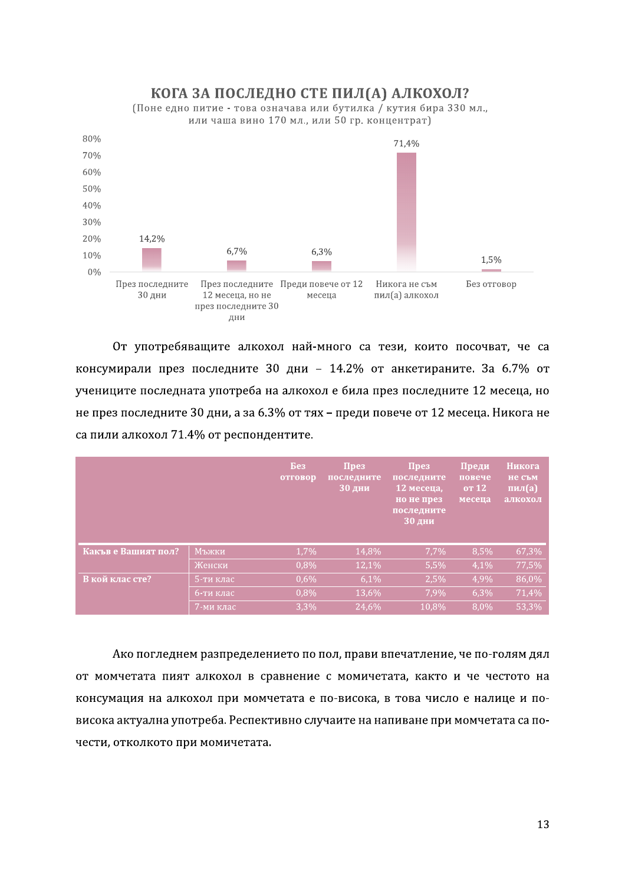**КОГА ЗА ПОСЛЕДНО СТЕ ПИЛ(А) АЛКОХОЛ?**

(Поне едно питие - това означава или бутилка / кутия бира 330 мл., или чаша вино 170 мл., или 50 гр. концентрат)

| През последните 30 дни | През последните 12 месеца, но не през последните 30 дни | Преди повече от 12 месеца | Никога не съм пил(а) алкохол | Без отговор |
|---|---|---|---|---|
| 14,2% | 6,7% | 6,3% | 71,4% | 1,5% |

От употребяващите алкохол най-много са тези, които посочват, че са консумирали през последните 30 дни – 14.2% от анкетираните. За 6.7% от учениците последната употреба на алкохол е била през последните 12 месеца, но не през последните 30 дни, а за 6.3% от тях – преди повече от 12 месеца. Никога не са пили алкохол 71.4% от респондентите.

| | | Без отговор | През последните 30 дни | През последните 12 месеца, но не през последните 30 дни | Преди повече от 12 месеца | Никога не съм пил(а) алкохол |
|---|---|---|---|---|---|---|
| **Какъв е Вашият пол?** | Мъжки | 1,7% | 14,8% | 7,7% | 8,5% | 67,3% |
| | Женски | 0,8% | 12,1% | 5,5% | 4,1% | 77,5% |
| **В кой клас сте?** | 5-ти клас | 0,6% | 6,1% | 2,5% | 4,9% | 86,0% |
| | 6-ти клас | 0,8% | 13,6% | 7,9% | 6,3% | 71,4% |
| | 7-ми клас | 3,3% | 24,6% | 10,8% | 8,0% | 53,3% |

Ако погледнем разпределението по пол, прави впечатление, че по-голям дял от момчетата пият алкохол в сравнение с момичетата, както и че честото на консумация на алкохол при момчетата е по-висока, в това число е налице и по-висока актуална употреба. Респективно случаите на напиване при момчетата са по-чести, отколкото при момичетата.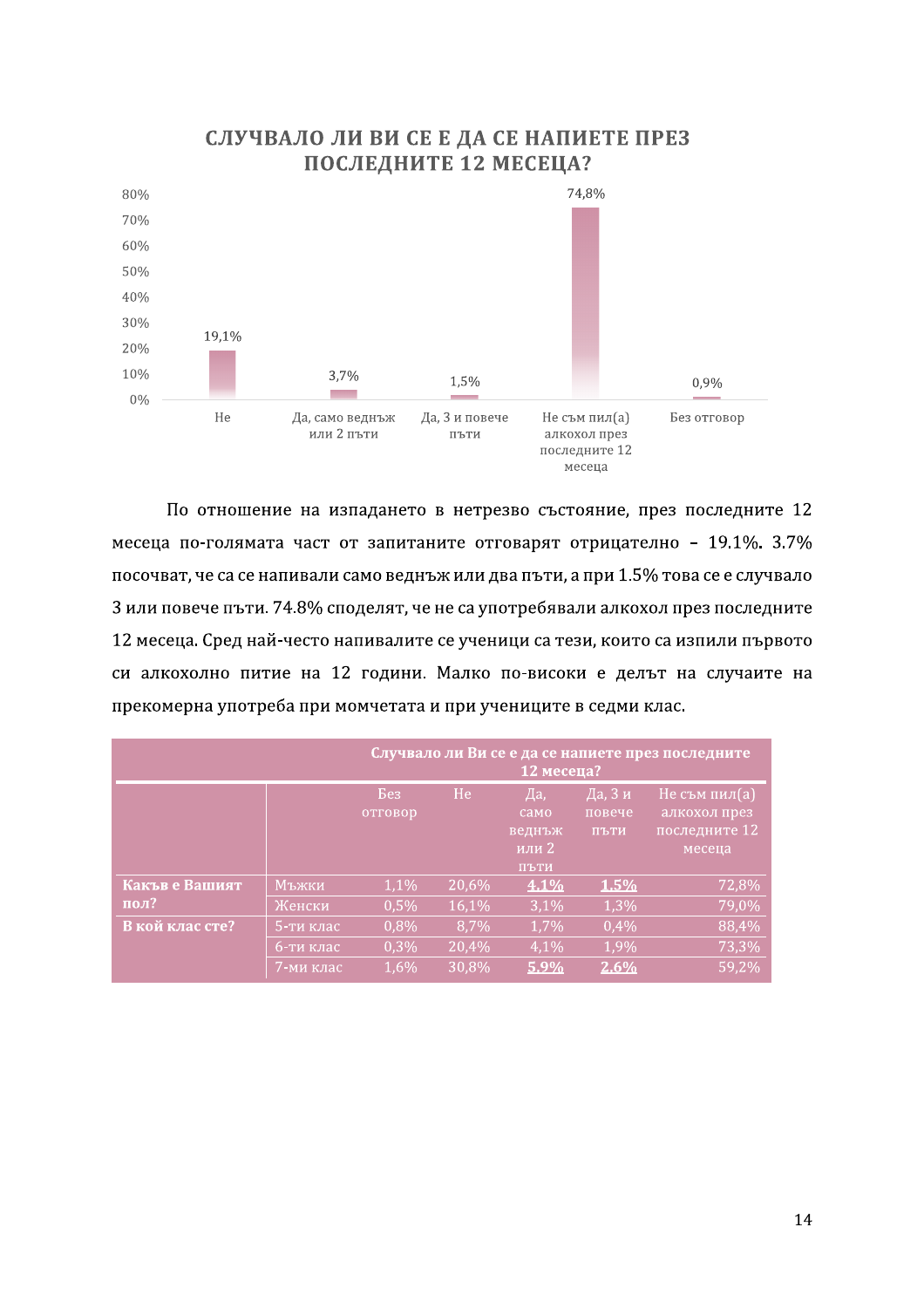**СЛУЧВАЛО ЛИ ВИ СЕ Е ДА СЕ НАПИЕТЕ ПРЕЗ ПОСЛЕДНИТЕ 12 МЕСЕЦА?**

| Отговор | % |
|---|---|
| Не | 19,1% |
| Да, само веднъж или 2 пъти | 3,7% |
| Да, 3 и повече пъти | 1,5% |
| Не съм пил(а) алкохол през последните 12 месеца | 74,8% |
| Без отговор | 0,9% |

По отношение на изпадането в нетрезво състояние, през последните 12 месеца по-голямата част от запитаните отговарят отрицателно – 19.1%. 3.7% посочват, че са се напивали само веднъж или два пъти, а при 1.5% това се е случвало 3 или повече пъти. 74.8% споделят, че не са употребявали алкохол през последните 12 месеца. Сред най-често напивалите се ученици са тези, които са изпили първото си алкохолно питие на 12 години. Малко по-високи е делът на случаите на прекомерна употреба при момчетата и при учениците в седми клас.

| | | Случвало ли Ви се е да се напиете през последните 12 месеца? | | | | |
|---|---|---|---|---|---|---|
| | | Без отговор | Не | Да, само веднъж или 2 пъти | Да, 3 и повече пъти | Не съм пил(а) алкохол през последните 12 месеца |
| **Какъв е Вашият пол?** | Мъжки | 1,1% | 20,6% | **4,1%** | **1,5%** | 72,8% |
| | Женски | 0,5% | 16,1% | 3,1% | 1,3% | 79,0% |
| **В кой клас сте?** | 5-ти клас | 0,8% | 8,7% | 1,7% | 0,4% | 88,4% |
| | 6-ти клас | 0,3% | 20,4% | 4,1% | 1,9% | 73,3% |
| | 7-ми клас | 1,6% | 30,8% | **5,9%** | **2,6%** | 59,2% |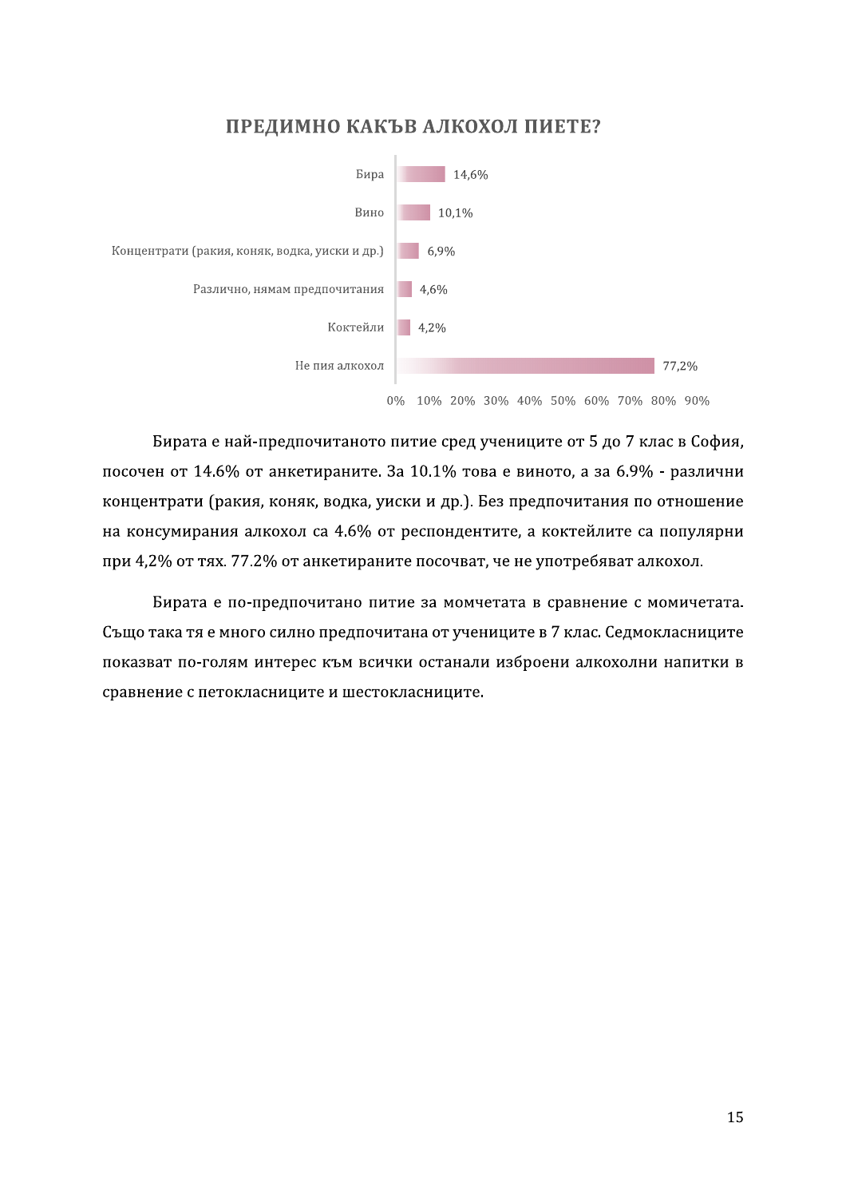## ПРЕДИМНО КАКЪВ АЛКОХОЛ ПИЕТЕ?

| Отговор | % |
|---|---|
| Бира | 14,6% |
| Вино | 10,1% |
| Концентрати (ракия, коняк, водка, уиски и др.) | 6,9% |
| Различно, нямам предпочитания | 4,6% |
| Коктейли | 4,2% |
| Не пия алкохол | 77,2% |

Бирата е най-предпочитаното питие сред учениците от 5 до 7 клас в София, посочен от 14.6% от анкетираните. За 10.1% това е виното, а за 6.9% - различни концентрати (ракия, коняк, водка, уиски и др.). Без предпочитания по отношение на консумирания алкохол са 4.6% от респондентите, а коктейлите са популярни при 4,2% от тях. 77.2% от анкетираните посочват, че не употребяват алкохол.

Бирата е по-предпочитано питие за момчетата в сравнение с момичетата. Също така тя е много силно предпочитана от учениците в 7 клас. Седмокласниците показват по-голям интерес към всички останали изброени алкохолни напитки в сравнение с петокласниците и шестокласниците.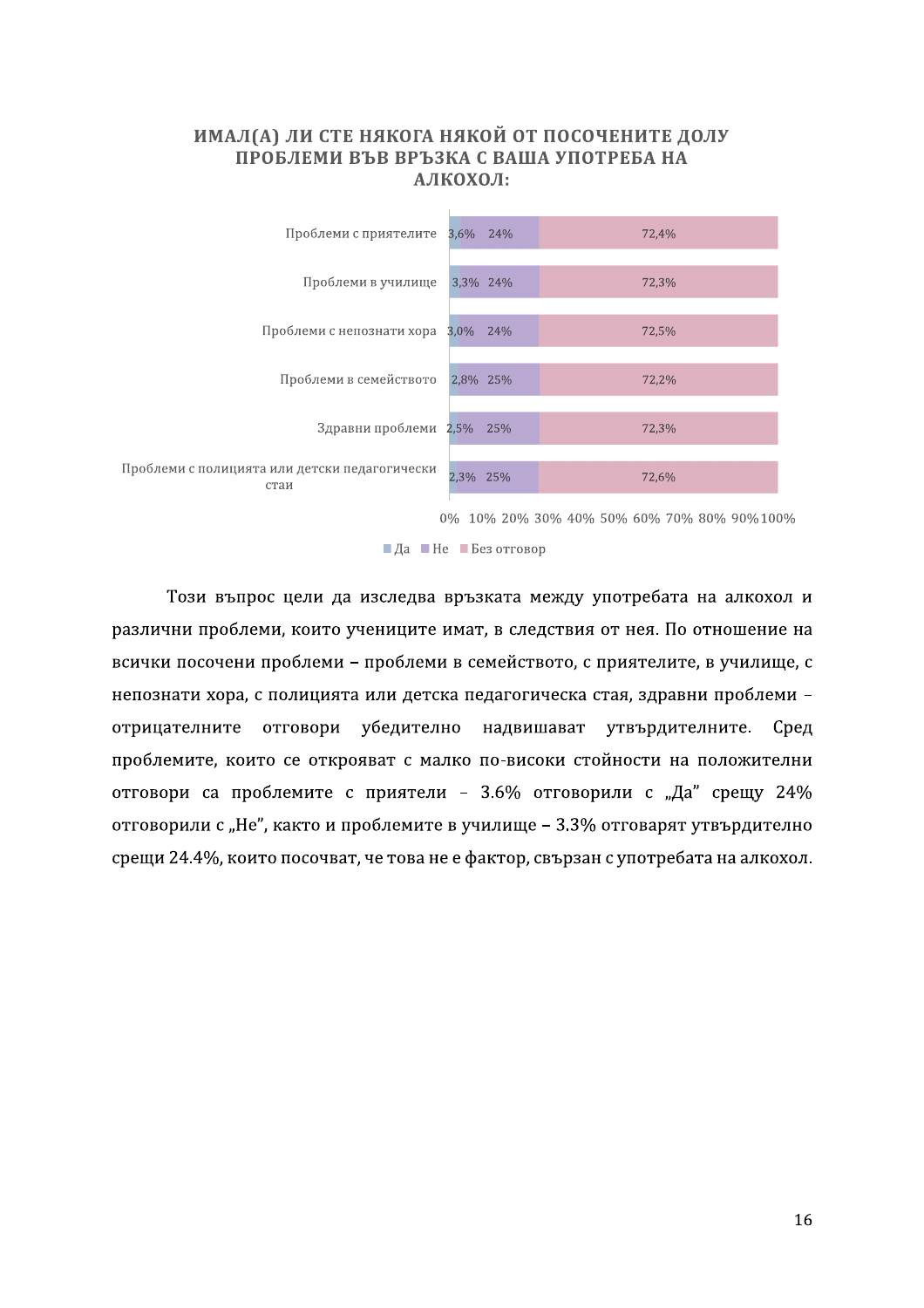**ИМАЛ(А) ЛИ СТЕ НЯКОГА НЯКОЙ ОТ ПОСОЧЕНИТЕ ДОЛУ ПРОБЛЕМИ ВЪВ ВРЪЗКА С ВАША УПОТРЕБА НА АЛКОХОЛ:**

| | Да | Не | Без отговор |
|---|---|---|---|
| Проблеми с приятелите | 3,6% | 24% | 72,4% |
| Проблеми в училище | 3,3% | 24% | 72,3% |
| Проблеми с непознати хора | 3,0% | 24% | 72,5% |
| Проблеми в семейството | 2,8% | 25% | 72,2% |
| Здравни проблеми | 2,5% | 25% | 72,3% |
| Проблеми с полицията или детски педагогически стаи | 2,3% | 25% | 72,6% |

Този въпрос цели да изследва връзката между употребата на алкохол и различни проблеми, които учениците имат, в следствия от нея. По отношение на всички посочени проблеми – проблеми в семейството, с приятелите, в училище, с непознати хора, с полицията или детска педагогическа стая, здравни проблеми – отрицателните отговори убедително надвишават утвърдителните. Сред проблемите, които се открояват с малко по-високи стойности на положителни отговори са проблемите с приятели – 3.6% отговорили с „Да" срещу 24% отговорили с „Не", както и проблемите в училище – 3.3% отговарят утвърдително срещи 24.4%, които посочват, че това не е фактор, свързан с употребата на алкохол.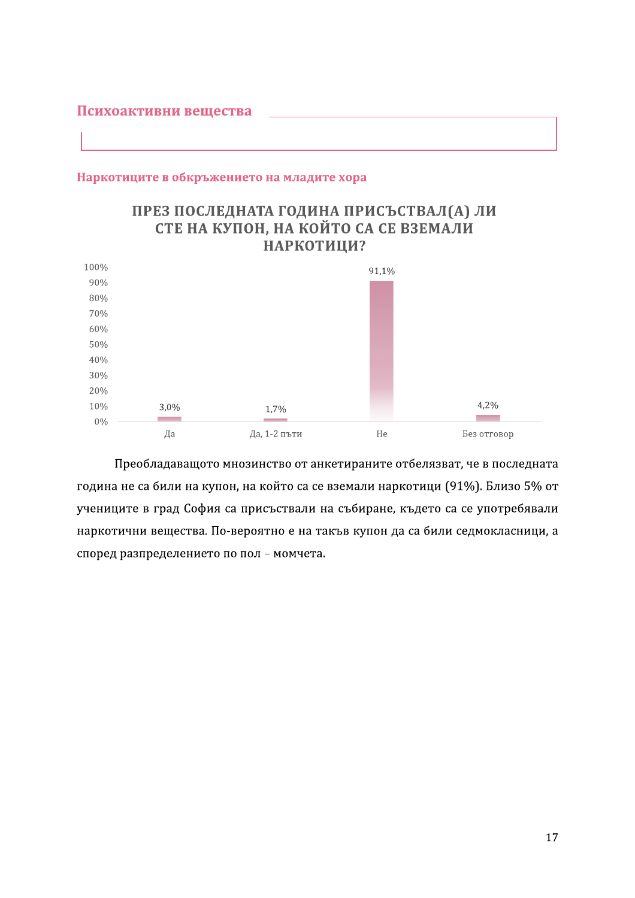# Психоактивни вещества

## Наркотиците в обкръжението на младите хора

**ПРЕЗ ПОСЛЕДНАТА ГОДИНА ПРИСЪСТВАЛ(А) ЛИ СТЕ НА КУПОН, НА КОЙТО СА СЕ ВЗЕМАЛИ НАРКОТИЦИ?**

| Отговор | % |
|---|---|
| Да | 3,0% |
| Да, 1-2 пъти | 1,7% |
| Не | 91,1% |
| Без отговор | 4,2% |

Преобладаващото мнозинство от анкетираните отбелязват, че в последната година не са били на купон, на който са се вземали наркотици (91%). Близо 5% от учениците в град София са присъствали на събиране, където са се употребявали наркотични вещества. По-вероятно е на такъв купон да са били седмокласници, а според разпределението по пол – момчета.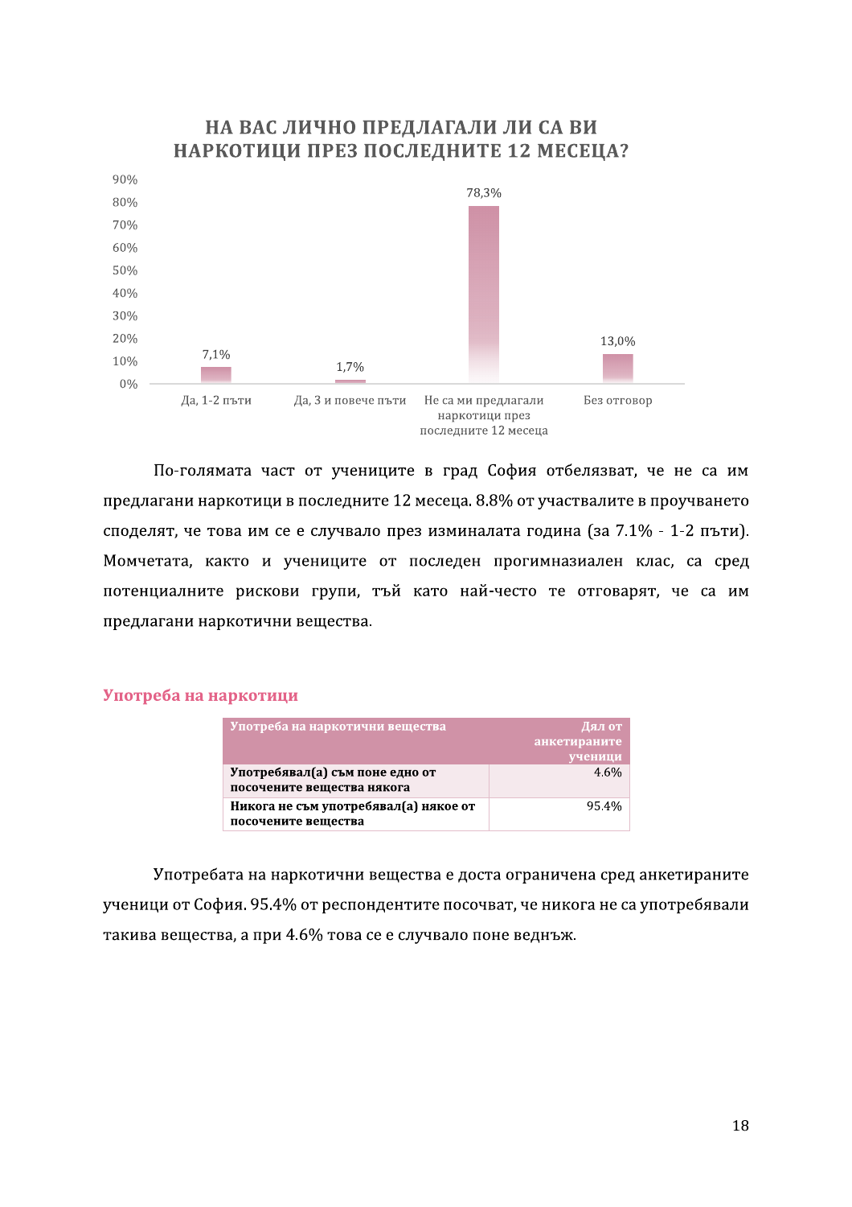**НА ВАС ЛИЧНО ПРЕДЛАГАЛИ ЛИ СА ВИ НАРКОТИЦИ ПРЕЗ ПОСЛЕДНИТЕ 12 МЕСЕЦА?**

| Отговор | Дял |
|---|---|
| Да, 1-2 пъти | 7,1% |
| Да, 3 и повече пъти | 1,7% |
| Не са ми предлагали наркотици през последните 12 месеца | 78,3% |
| Без отговор | 13,0% |

По-голямата част от учениците в град София отбелязват, че не са им предлагани наркотици в последните 12 месеца. 8.8% от участвалите в проучването споделят, че това им се е случвало през изминалата година (за 7.1% - 1-2 пъти). Момчетата, както и учениците от последен прогимназиален клас, са сред потенциалните рискови групи, тъй като най-често те отговарят, че са им предлагани наркотични вещества.

## Употреба на наркотици

| Употреба на наркотични вещества | Дял от анкетираните ученици |
|---|---|
| **Употребявал(а) съм поне едно от посочените вещества някога** | 4.6% |
| **Никога не съм употребявал(а) някое от посочените вещества** | 95.4% |

Употребата на наркотични вещества е доста ограничена сред анкетираните ученици от София. 95.4% от респондентите посочват, че никога не са употребявали такива вещества, а при 4.6% това се е случвало поне веднъж.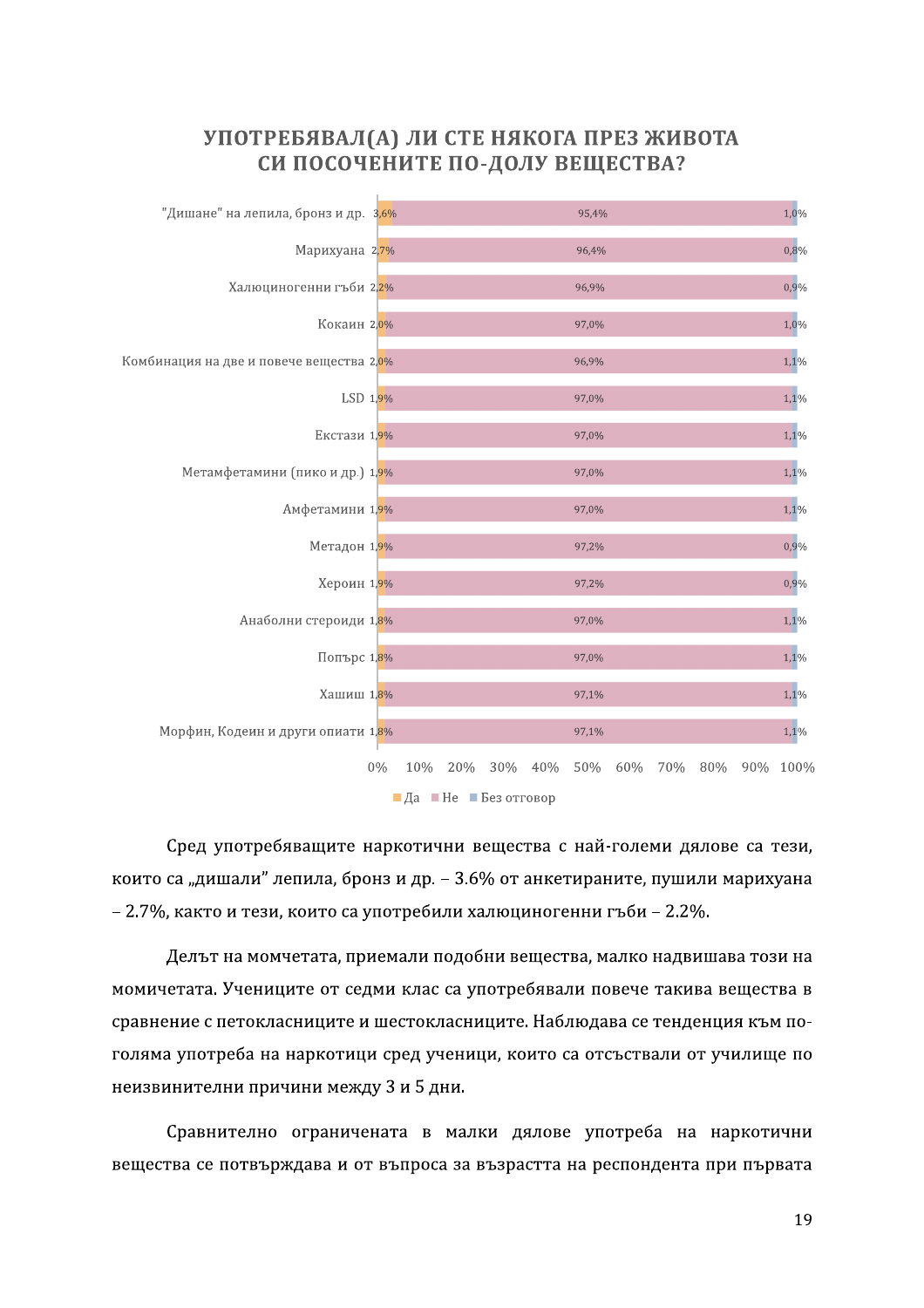## УПОТРЕБЯВАЛ(А) ЛИ СТЕ НЯКОГА ПРЕЗ ЖИВОТА СИ ПОСОЧЕНИТЕ ПО-ДОЛУ ВЕЩЕСТВА?

| Вещество | Да | Не | Без отговор |
|---|---|---|---|
| "Дишане" на лепила, бронз и др. | 3,6% | 95,4% | 1,0% |
| Марихуана | 2,7% | 96,4% | 0,8% |
| Халюциногенни гъби | 2,2% | 96,9% | 0,9% |
| Кокаин | 2,0% | 97,0% | 1,0% |
| Комбинация на две и повече вещества | 2,0% | 96,9% | 1,1% |
| LSD | 1,9% | 97,0% | 1,1% |
| Екстази | 1,9% | 97,0% | 1,1% |
| Метамфетамини (пико и др.) | 1,9% | 97,0% | 1,1% |
| Амфетамини | 1,9% | 97,0% | 1,1% |
| Метадон | 1,9% | 97,2% | 0,9% |
| Хероин | 1,9% | 97,2% | 0,9% |
| Анаболни стероиди | 1,8% | 97,0% | 1,1% |
| Попърс | 1,8% | 97,0% | 1,1% |
| Хашиш | 1,8% | 97,1% | 1,1% |
| Морфин, Кодеин и други опиати | 1,8% | 97,1% | 1,1% |

Сред употребяващите наркотични вещества с най-големи дялове са тези, които са „дишали" лепила, бронз и др. – 3.6% от анкетираните, пушили марихуана – 2.7%, както и тези, които са употребили халюциногенни гъби – 2.2%.

Делът на момчетата, приемали подобни вещества, малко надвишава този на момичетата. Учениците от седми клас са употребявали повече такива вещества в сравнение с петокласниците и шестокласниците. Наблюдава се тенденция към по-голяма употреба на наркотици сред ученици, които са отсъствали от училище по неизвинителни причини между 3 и 5 дни.

Сравнително ограничената в малки дялове употреба на наркотични вещества се потвърждава и от въпроса за възрастта на респондента при първата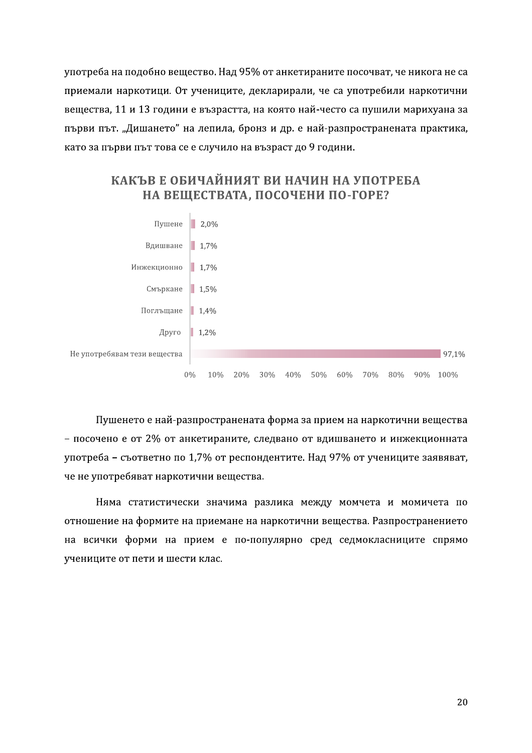употреба на подобно вещество. Над 95% от анкетираните посочват, че никога не са приемали наркотици. От учениците, декларирали, че са употребили наркотични вещества, 11 и 13 години е възрастта, на която най-често са пушили марихуана за първи път. „Дишането" на лепила, бронз и др. е най-разпространената практика, като за първи път това се е случило на възраст до 9 години.

**КАКЪВ Е ОБИЧАЙНИЯТ ВИ НАЧИН НА УПОТРЕБА НА ВЕЩЕСТВАТА, ПОСОЧЕНИ ПО-ГОРЕ?**

| Начин на употреба | % |
|---|---|
| Пушене | 2,0% |
| Вдишване | 1,7% |
| Инжекционно | 1,7% |
| Смъркане | 1,5% |
| Поглъщане | 1,4% |
| Друго | 1,2% |
| Не употребявам тези вещества | 97,1% |

Пушенето е най-разпространената форма за прием на наркотични вещества – посочено е от 2% от анкетираните, следвано от вдишването и инжекционната употреба – съответно по 1,7% от респондентите. Над 97% от учениците заявяват, че не употребяват наркотични вещества.

Няма статистически значима разлика между момчета и момичета по отношение на формите на приемане на наркотични вещества. Разпространението на всички форми на прием е по-популярно сред седмокласниците спрямо учениците от пети и шести клас.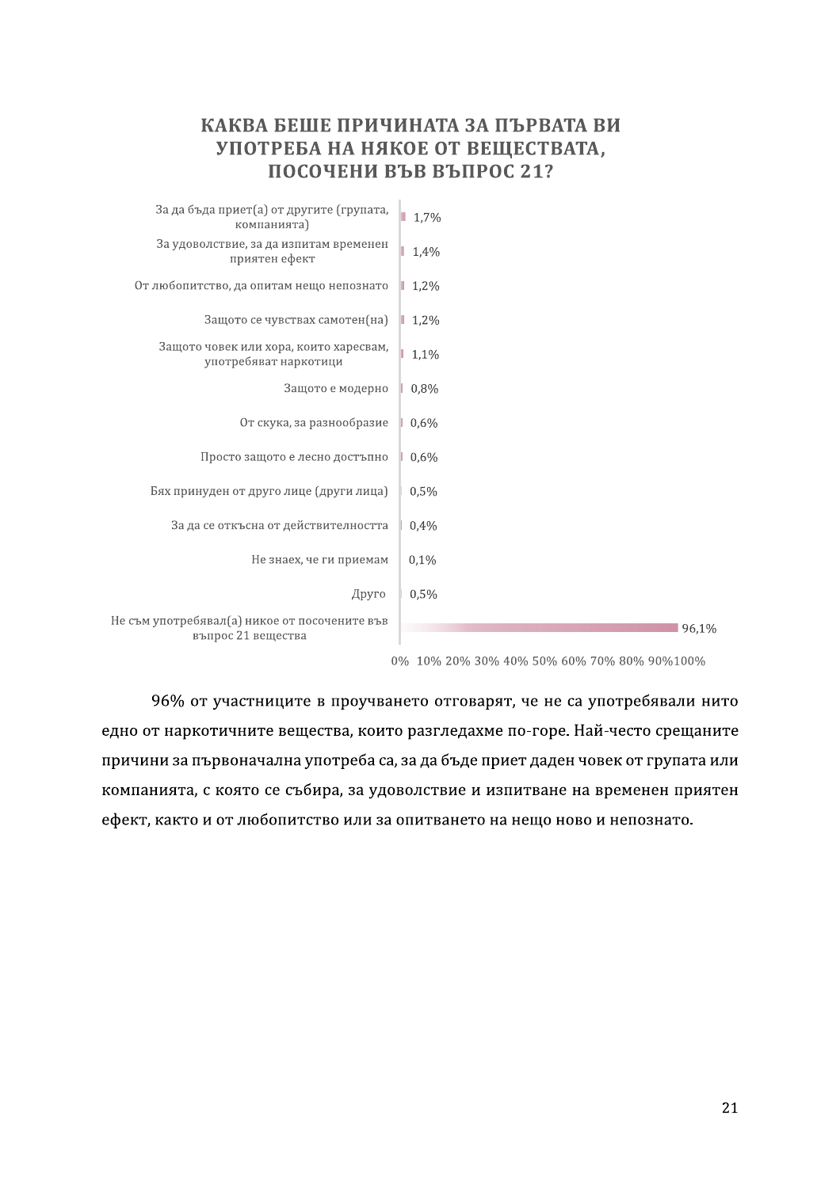## КАКВА БЕШЕ ПРИЧИНАТА ЗА ПЪРВАТА ВИ УПОТРЕБА НА НЯКОЕ ОТ ВЕЩЕСТВАТА, ПОСОЧЕНИ ВЪВ ВЪПРОС 21?

| Причина | % |
|---|---|
| За да бъда приет(а) от другите (групата, компанията) | 1,7% |
| За удоволствие, за да изпитам временен приятен ефект | 1,4% |
| От любопитство, да опитам нещо непознато | 1,2% |
| Защото се чувствах самотен(на) | 1,2% |
| Защото човек или хора, които харесвам, употребяват наркотици | 1,1% |
| Защото е модерно | 0,8% |
| От скука, за разнообразие | 0,6% |
| Просто защото е лесно достъпно | 0,6% |
| Бях принуден от друго лице (други лица) | 0,5% |
| За да се откъсна от действителността | 0,4% |
| Не знаех, че ги приемам | 0,1% |
| Друго | 0,5% |
| Не съм употребявал(а) никое от посочените във въпрос 21 вещества | 96,1% |

96% от участниците в проучването отговарят, че не са употребявали нито едно от наркотичните вещества, които разгледахме по-горе. Най-често срещаните причини за първоначална употреба са, за да бъде приет даден човек от групата или компанията, с която се събира, за удоволствие и изпитване на временен приятен ефект, както и от любопитство или за опитването на нещо ново и непознато.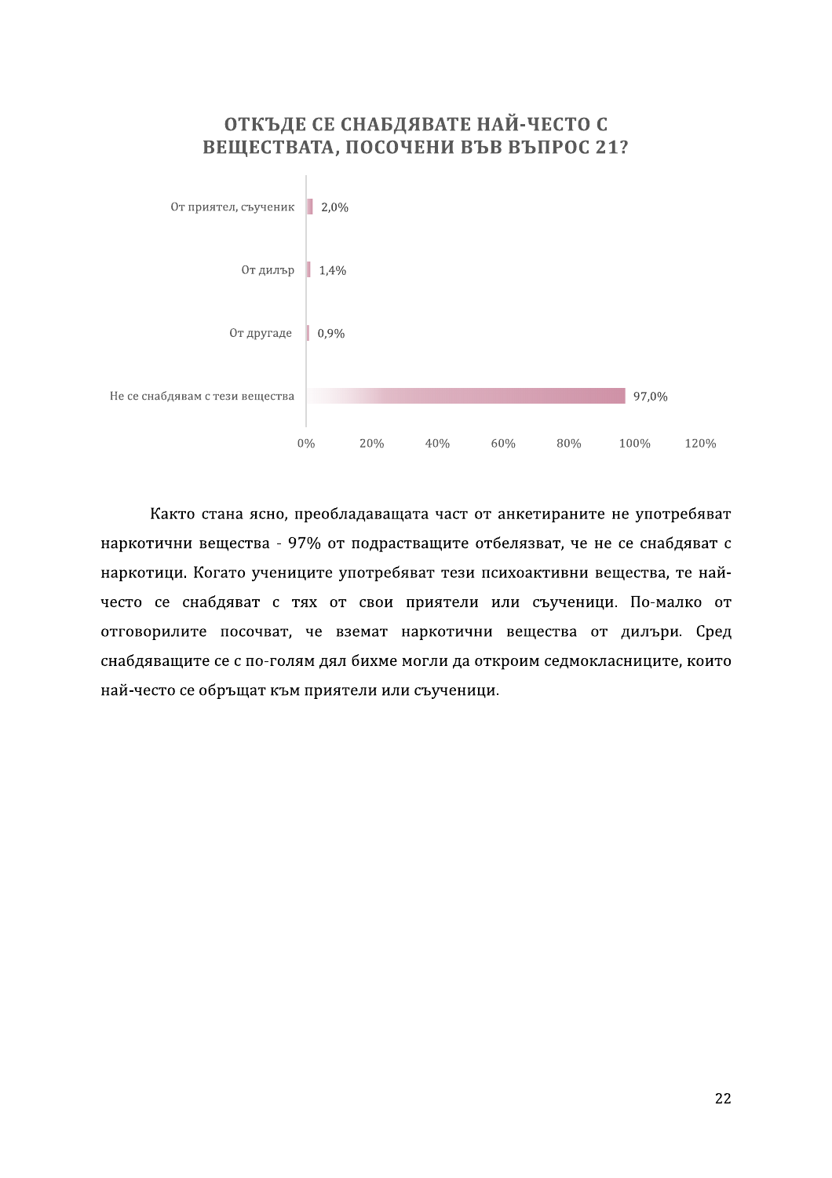## ОТКЪДЕ СЕ СНАБДЯВАТЕ НАЙ-ЧЕСТО С ВЕЩЕСТВАТА, ПОСОЧЕНИ ВЪВ ВЪПРОС 21?

| Отговор | % |
|---|---|
| От приятел, съученик | 2,0% |
| От дилър | 1,4% |
| От другаде | 0,9% |
| Не се снабдявам с тези вещества | 97,0% |

Както стана ясно, преобладаващата част от анкетираните не употребяват наркотични вещества - 97% от подрастващите отбелязват, че не се снабдяват с наркотици. Когато учениците употребяват тези психоактивни вещества, те най-често се снабдяват с тях от свои приятели или съученици. По-малко от отговорилите посочват, че вземат наркотични вещества от дилъри. Сред снабдяващите се с по-голям дял бихме могли да откроим седмокласниците, които най-често се обръщат към приятели или съученици.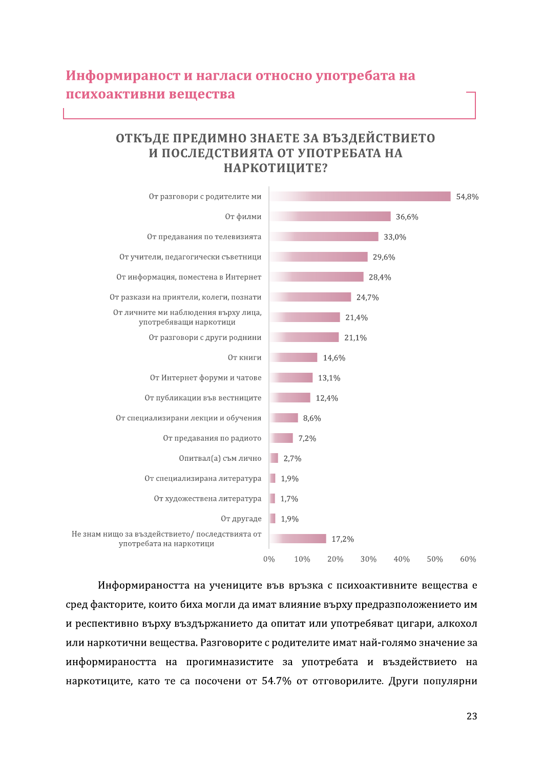## Информираност и нагласи относно употребата на психоактивни вещества

### ОТКЪДЕ ПРЕДИМНО ЗНАЕТЕ ЗА ВЪЗДЕЙСТВИЕТО И ПОСЛЕДСТВИЯТА ОТ УПОТРЕБАТА НА НАРКОТИЦИТЕ?

| Източник | % |
|---|---|
| От разговори с родителите ми | 54,8% |
| От филми | 36,6% |
| От предавания по телевизията | 33,0% |
| От учители, педагогически съветници | 29,6% |
| От информация, поместена в Интернет | 28,4% |
| От разкази на приятели, колеги, познати | 24,7% |
| От личните ми наблюдения върху лица, употребяващи наркотици | 21,4% |
| От разговори с други роднини | 21,1% |
| От книги | 14,6% |
| От Интернет форуми и чатове | 13,1% |
| От публикации във вестниците | 12,4% |
| От специализирани лекции и обучения | 8,6% |
| От предавания по радиото | 7,2% |
| Опитвал(а) съм лично | 2,7% |
| От специализирана литература | 1,9% |
| От художествена литература | 1,7% |
| От другаде | 1,9% |
| Не знам нищо за въздействието/ последствията от употребата на наркотици | 17,2% |

Информираността на учениците във връзка с психоактивните вещества е сред факторите, които биха могли да имат влияние върху предразположението им и респективно върху въздържанието да опитат или употребяват цигари, алкохол или наркотични вещества. Разговорите с родителите имат най-голямо значение за информираността на прогимназистите за употребата и въздействието на наркотиците, като те са посочени от 54.7% от отговорилите. Други популярни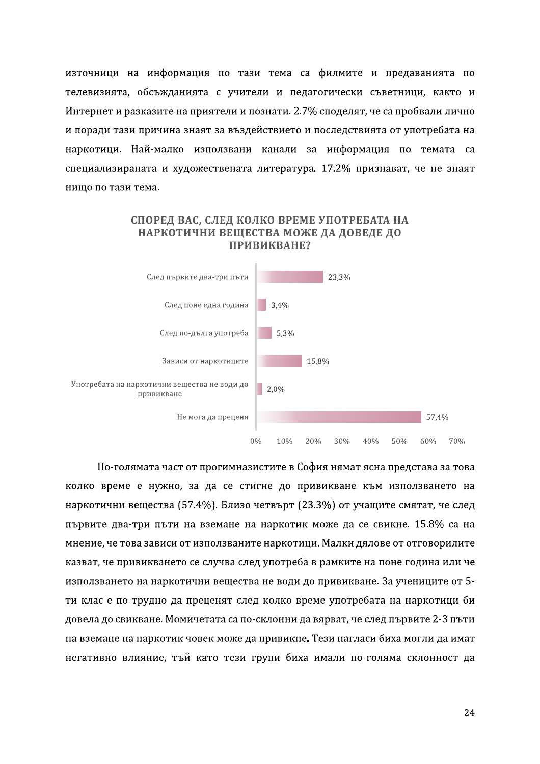източници на информация по тази тема са филмите и предаванията по телевизията, обсъжданията с учители и педагогически съветници, както и Интернет и разказите на приятели и познати. 2.7% споделят, че са пробвали лично и поради тази причина знаят за въздействието и последствията от употребата на наркотици. Най-малко използвани канали за информация по темата са специализираната и художествената литература. 17.2% признават, че не знаят нищо по тази тема.

**СПОРЕД ВАС, СЛЕД КОЛКО ВРЕМЕ УПОТРЕБАТА НА НАРКОТИЧНИ ВЕЩЕСТВА МОЖЕ ДА ДОВЕДЕ ДО ПРИВИКВАНЕ?**

| Отговор | % |
| --- | --- |
| След първите два-три пъти | 23,3% |
| След поне една година | 3,4% |
| След по-дълга употреба | 5,3% |
| Зависи от наркотиците | 15,8% |
| Употребата на наркотични вещества не води до привикване | 2,0% |
| Не мога да преценя | 57,4% |

По-голямата част от прогимназистите в София нямат ясна представа за това колко време е нужно, за да се стигне до привикване към използването на наркотични вещества (57.4%). Близо четвърт (23.3%) от учащите смятат, че след първите два-три пъти на вземане на наркотик може да се свикне. 15.8% са на мнение, че това зависи от използваните наркотици. Малки дялове от отговорилите казват, че привикването се случва след употреба в рамките на поне година или че използването на наркотични вещества не води до привикване. За учениците от 5-ти клас е по-трудно да преценят след колко време употребата на наркотици би довела до свикване. Момичетата са по-склонни да вярват, че след първите 2-3 пъти на вземане на наркотик човек може да привикне**.** Тези нагласи биха могли да имат негативно влияние, тъй като тези групи биха имали по-голяма склонност да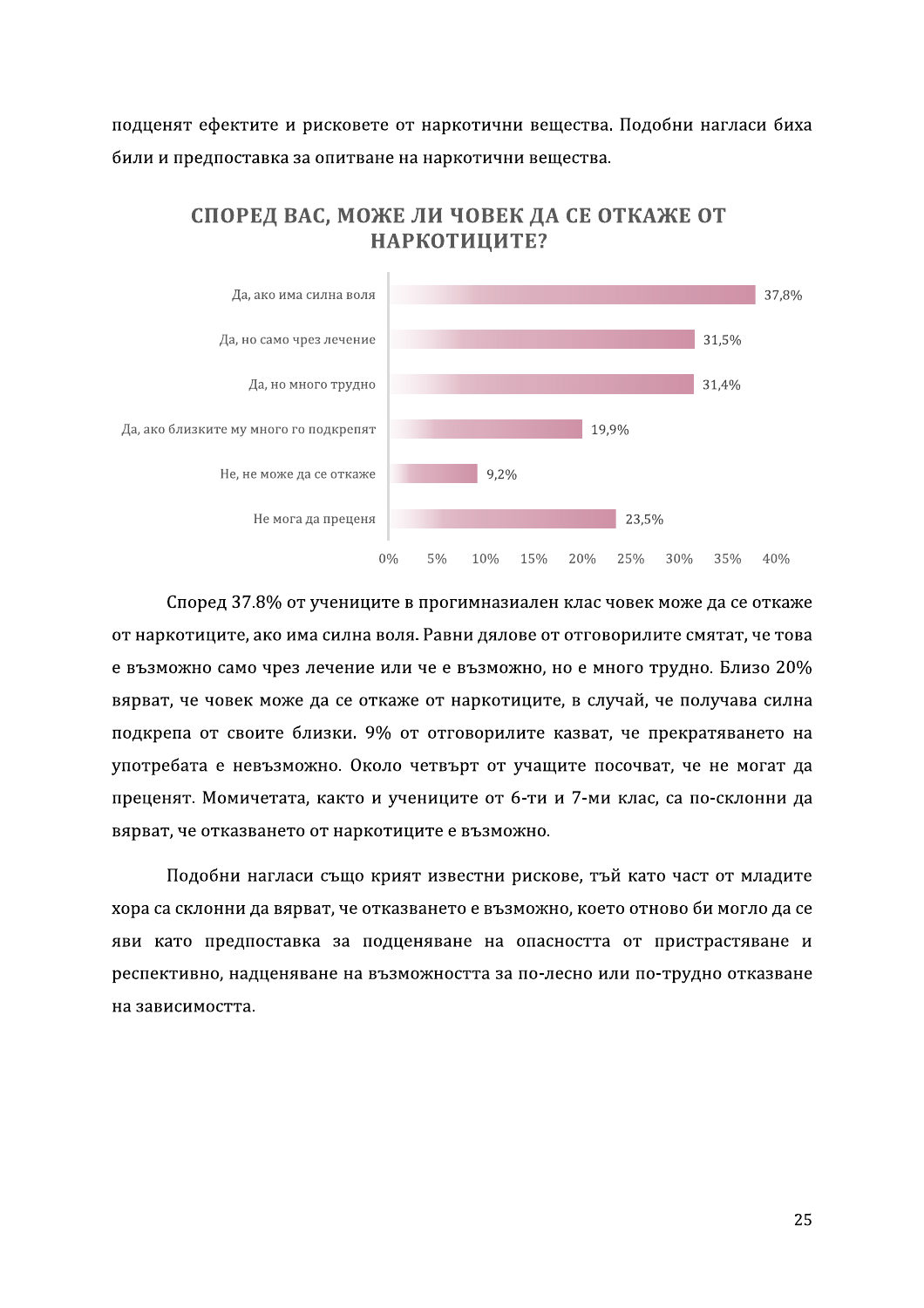подценят ефектите и рисковете от наркотични вещества. Подобни нагласи биха били и предпоставка за опитване на наркотични вещества.

### СПОРЕД ВАС, МОЖЕ ЛИ ЧОВЕК ДА СЕ ОТКАЖЕ ОТ НАРКОТИЦИТЕ?

| Отговор | % |
| --- | --- |
| Да, ако има силна воля | 37,8% |
| Да, но само чрез лечение | 31,5% |
| Да, но много трудно | 31,4% |
| Да, ако близките му много го подкрепят | 19,9% |
| Не, не може да се откаже | 9,2% |
| Не мога да преценя | 23,5% |

Според 37.8% от учениците в прогимназиален клас човек може да се откаже от наркотиците, ако има силна воля. Равни дялове от отговорилите смятат, че това е възможно само чрез лечение или че е възможно, но е много трудно. Близо 20% вярват, че човек може да се откаже от наркотиците, в случай, че получава силна подкрепа от своите близки. 9% от отговорилите казват, че прекратяването на употребата е невъзможно. Около четвърт от учащите посочват, че не могат да преценят. Момичетата, както и учениците от 6-ти и 7-ми клас, са по-склонни да вярват, че отказването от наркотиците е възможно.

Подобни нагласи също крият известни рискове, тъй като част от младите хора са склонни да вярват, че отказването е възможно, което отново би могло да се яви като предпоставка за подценяване на опасността от пристрастяване и респективно, надценяване на възможността за по-лесно или по-трудно отказване на зависимостта.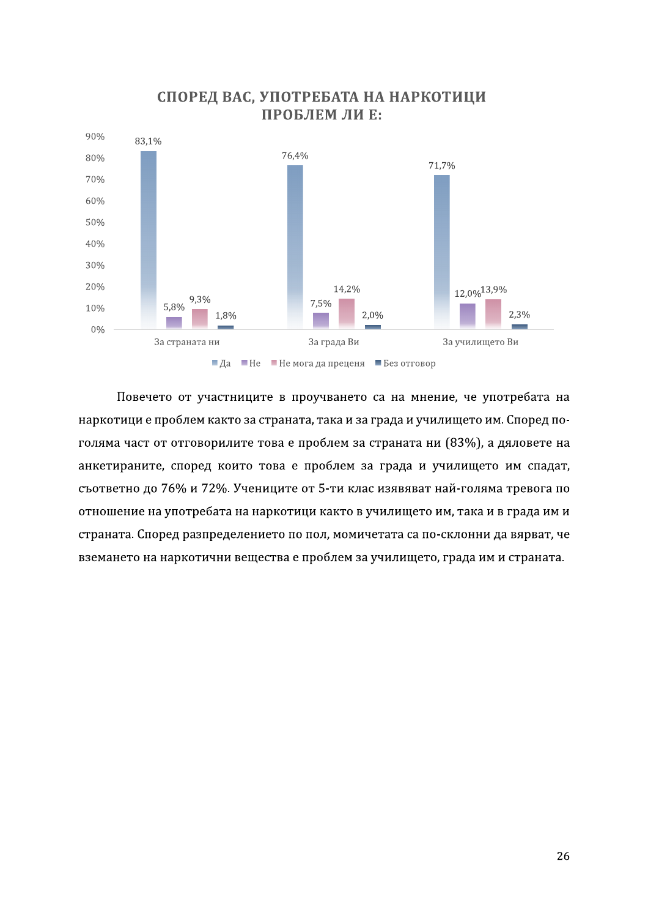**СПОРЕД ВАС, УПОТРЕБАТА НА НАРКОТИЦИ ПРОБЛЕМ ЛИ Е:**

| | Да | Не | Не мога да преценя | Без отговор |
|---|---|---|---|---|
| За страната ни | 83,1% | 5,8% | 9,3% | 1,8% |
| За града Ви | 76,4% | 7,5% | 14,2% | 2,0% |
| За училището Ви | 71,7% | 12,0% | 13,9% | 2,3% |

Повечето от участниците в проучването са на мнение, че употребата на наркотици е проблем както за страната, така и за града и училището им. Според по-голяма част от отговорилите това е проблем за страната ни (83%), а дяловете на анкетираните, според които това е проблем за града и училището им спадат, съответно до 76% и 72%. Учениците от 5-ти клас изявяват най-голяма тревога по отношение на употребата на наркотици както в училището им, така и в града им и страната. Според разпределението по пол, момичетата са по-склонни да вярват, че вземането на наркотични вещества е проблем за училището, града им и страната.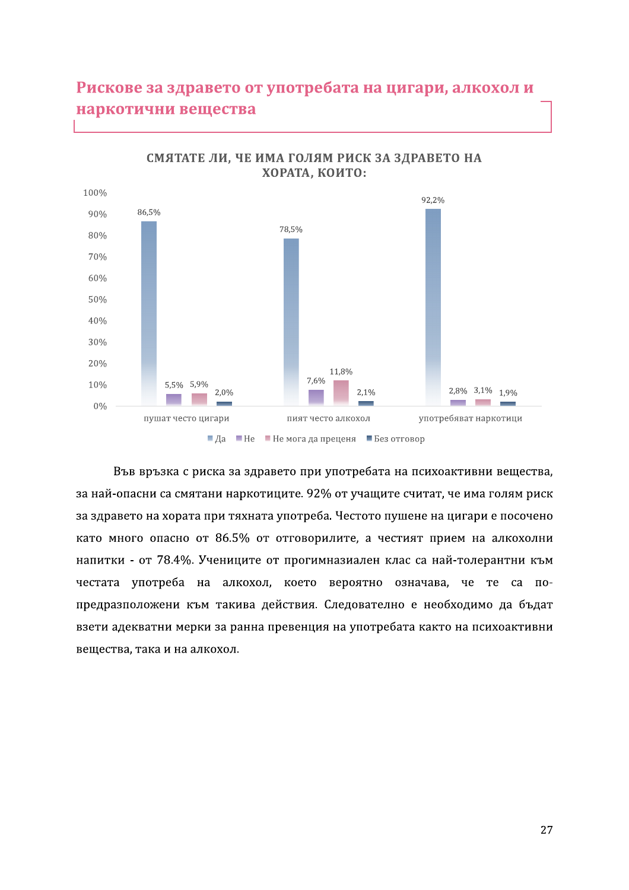## Рискове за здравето от употребата на цигари, алкохол и наркотични вещества

**СМЯТАТЕ ЛИ, ЧЕ ИМА ГОЛЯМ РИСК ЗА ЗДРАВЕТО НА ХОРАТА, КОИТО:**

| | Да | Не | Не мога да преценя | Без отговор |
|---|---|---|---|---|
| пушат често цигари | 86,5% | 5,5% | 5,9% | 2,0% |
| пият често алкохол | 78,5% | 7,6% | 11,8% | 2,1% |
| употребяват наркотици | 92,2% | 2,8% | 3,1% | 1,9% |

Във връзка с риска за здравето при употребата на психоактивни вещества, за най-опасни са смятани наркотиците. 92% от учащите считат, че има голям риск за здравето на хората при тяхната употреба. Честото пушене на цигари е посочено като много опасно от 86.5% от отговорилите, а честият прием на алкохолни напитки - от 78.4%. Учениците от прогимназиален клас са най-толерантни към честата употреба на алкохол, което вероятно означава, че те са по-предразположени към такива действия. Следователно е необходимо да бъдат взети адекватни мерки за ранна превенция на употребата както на психоактивни вещества, така и на алкохол.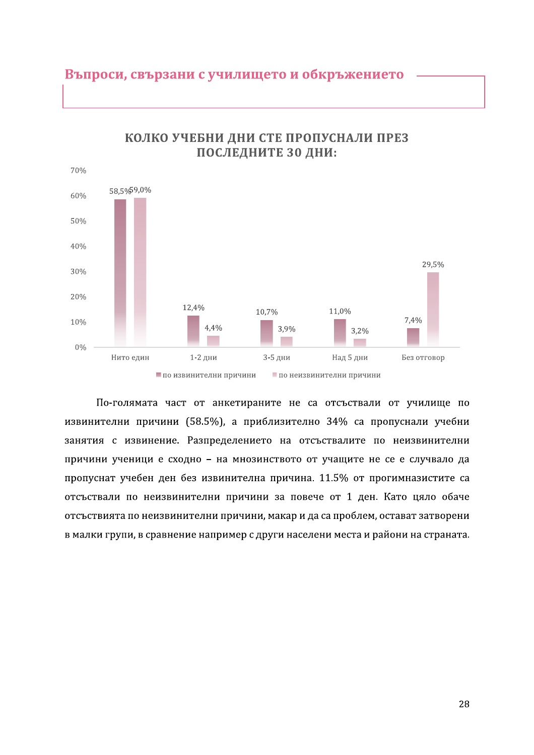## Въпроси, свързани с училището и обкръжението

**КОЛКО УЧЕБНИ ДНИ СТЕ ПРОПУСНАЛИ ПРЕЗ ПОСЛЕДНИТЕ 30 ДНИ:**

| | по извинителни причини | по неизвинителни причини |
|---|---|---|
| Нито един | 58,5% | 59,0% |
| 1-2 дни | 12,4% | 4,4% |
| 3-5 дни | 10,7% | 3,9% |
| Над 5 дни | 11,0% | 3,2% |
| Без отговор | 7,4% | 29,5% |

По-голямата част от анкетираните не са отсъствали от училище по извинителни причини (58.5%), а приблизително 34% са пропускали учебни занятия с извинение. Разпределението на отсъствалите по неизвинителни причини ученици е сходно – на мнозинството от учащите не се е случвало да пропуснат учебен ден без извинителна причина. 11.5% от прогимназистите са отсъствали по неизвинителни причини за повече от 1 ден. Като цяло обаче отсъствията по неизвинителни причини, макар и да са проблем, остават затворени в малки групи, в сравнение например с други населени места и райони на страната.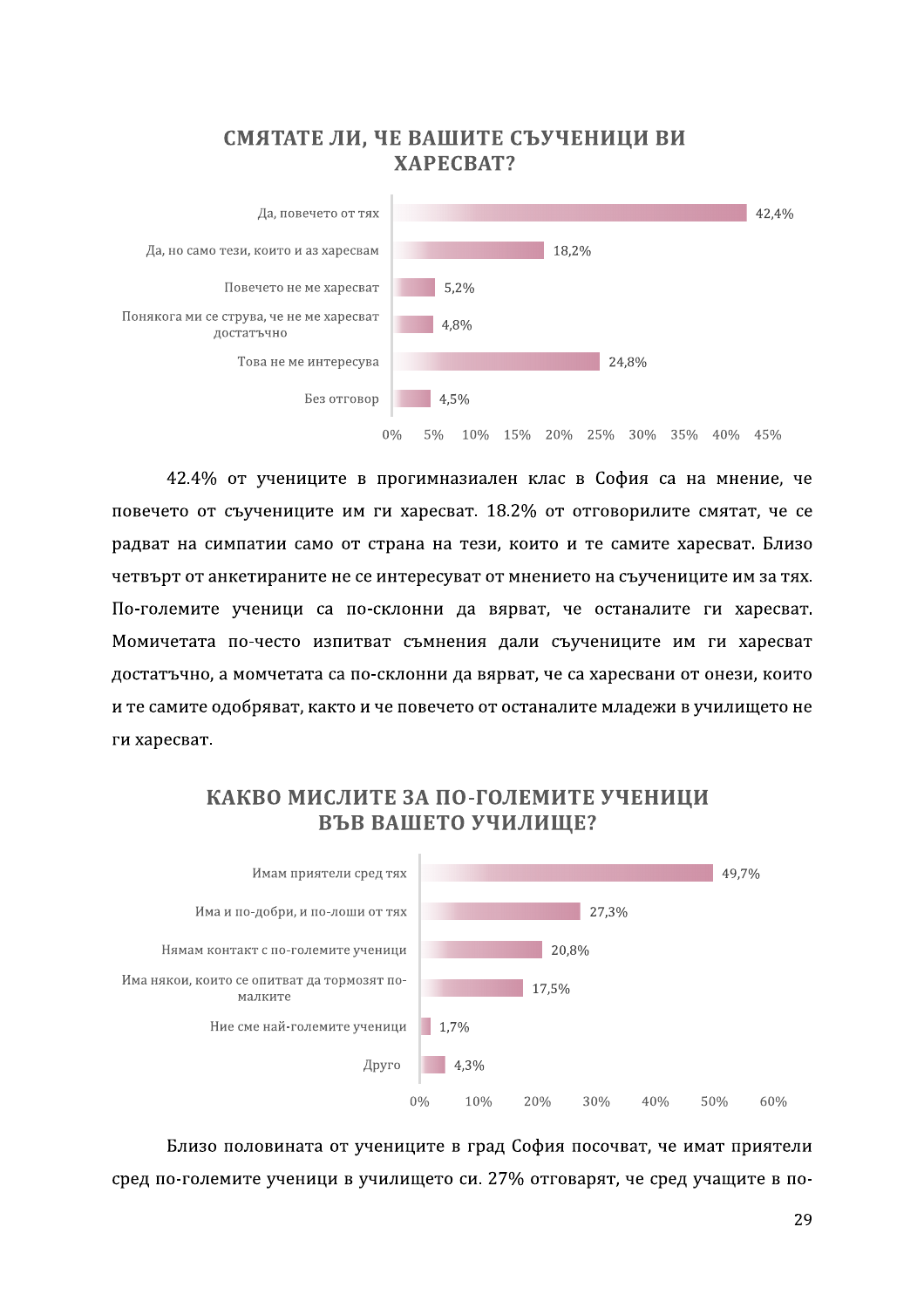## СМЯТАТЕ ЛИ, ЧЕ ВАШИТЕ СЪУЧЕНИЦИ ВИ ХАРЕСВАТ?

| Отговор | % |
|---|---|
| Да, повечето от тях | 42,4% |
| Да, но само тези, които и аз харесвам | 18,2% |
| Повечето не ме харесват | 5,2% |
| Понякога ми се струва, че не ме харесват достатъчно | 4,8% |
| Това не ме интересува | 24,8% |
| Без отговор | 4,5% |

42.4% от учениците в прогимназиален клас в София са на мнение, че повечето от съучениците им ги харесват. 18.2% от отговорилите смятат, че се радват на симпатии само от страна на тези, които и те самите харесват. Близо четвърт от анкетираните не се интересуват от мнението на съучениците им за тях. По-големите ученици са по-склонни да вярват, че останалите ги харесват. Момичетата по-често изпитват съмнения дали съучениците им ги харесват достатъчно, а момчетата са по-склонни да вярват, че са харесвани от онези, които и те самите одобряват, както и че повечето от останалите младежи в училището не ги харесват.

## КАКВО МИСЛИТЕ ЗА ПО-ГОЛЕМИТЕ УЧЕНИЦИ ВЪВ ВАШЕТО УЧИЛИЩЕ?

| Отговор | % |
|---|---|
| Имам приятели сред тях | 49,7% |
| Има и по-добри, и по-лоши от тях | 27,3% |
| Нямам контакт с по-големите ученици | 20,8% |
| Има някои, които се опитват да тормозят по-малките | 17,5% |
| Ние сме най-големите ученици | 1,7% |
| Друго | 4,3% |

Близо половината от учениците в град София посочват, че имат приятели сред по-големите ученици в училището си. 27% отговарят, че сред учащите в по-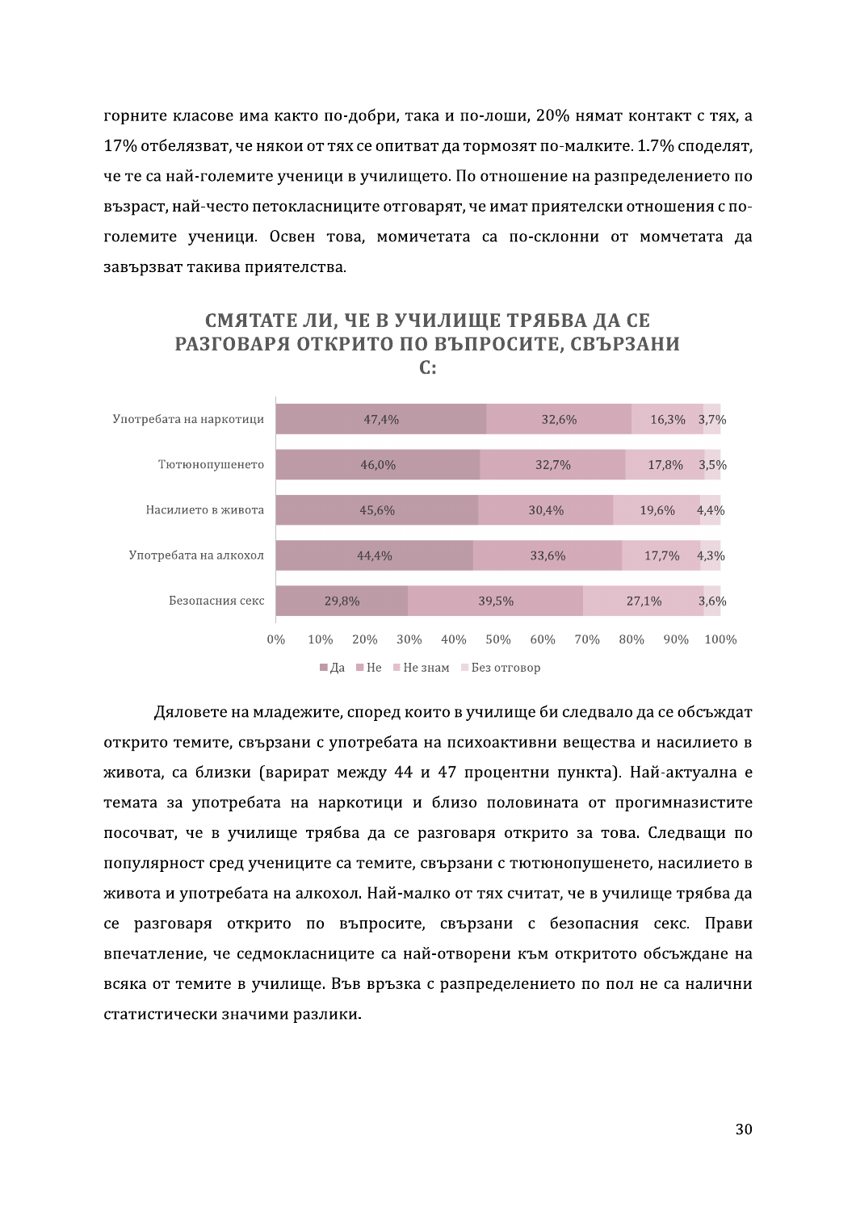горните класове има както по-добри, така и по-лоши, 20% нямат контакт с тях, а 17% отбелязват, че някои от тях се опитват да тормозят по-малките. 1.7% споделят, че те са най-големите ученици в училището. По отношение на разпределението по възраст, най-често петокласниците отговарят, че имат приятелски отношения с по-големите ученици. Освен това, момичетата са по-склонни от момчетата да завързват такива приятелства.

**СМЯТАТЕ ЛИ, ЧЕ В УЧИЛИЩЕ ТРЯБВА ДА СЕ РАЗГОВАРЯ ОТКРИТО ПО ВЪПРОСИТЕ, СВЪРЗАНИ С:**

| | Да | Не | Не знам | Без отговор |
|---|---|---|---|---|
| Употребата на наркотици | 47,4% | 32,6% | 16,3% | 3,7% |
| Тютюнопушенето | 46,0% | 32,7% | 17,8% | 3,5% |
| Насилието в живота | 45,6% | 30,4% | 19,6% | 4,4% |
| Употребата на алкохол | 44,4% | 33,6% | 17,7% | 4,3% |
| Безопасния секс | 29,8% | 39,5% | 27,1% | 3,6% |

Дяловете на младежите, според които в училище би следвало да се обсъждат открито темите, свързани с употребата на психоактивни вещества и насилието в живота, са близки (варират между 44 и 47 процентни пункта). Най-актуална е темата за употребата на наркотици и близо половината от прогимназистите посочват, че в училище трябва да се разговаря открито за това. Следващи по популярност сред учениците са темите, свързани с тютюнопушенето, насилието в живота и употребата на алкохол. Най-малко от тях считат, че в училище трябва да се разговаря открито по въпросите, свързани с безопасния секс. Прави впечатление, че седмокласниците са най-отворени към откритото обсъждане на всяка от темите в училище. Във връзка с разпределението по пол не са налични статистически значими разлики.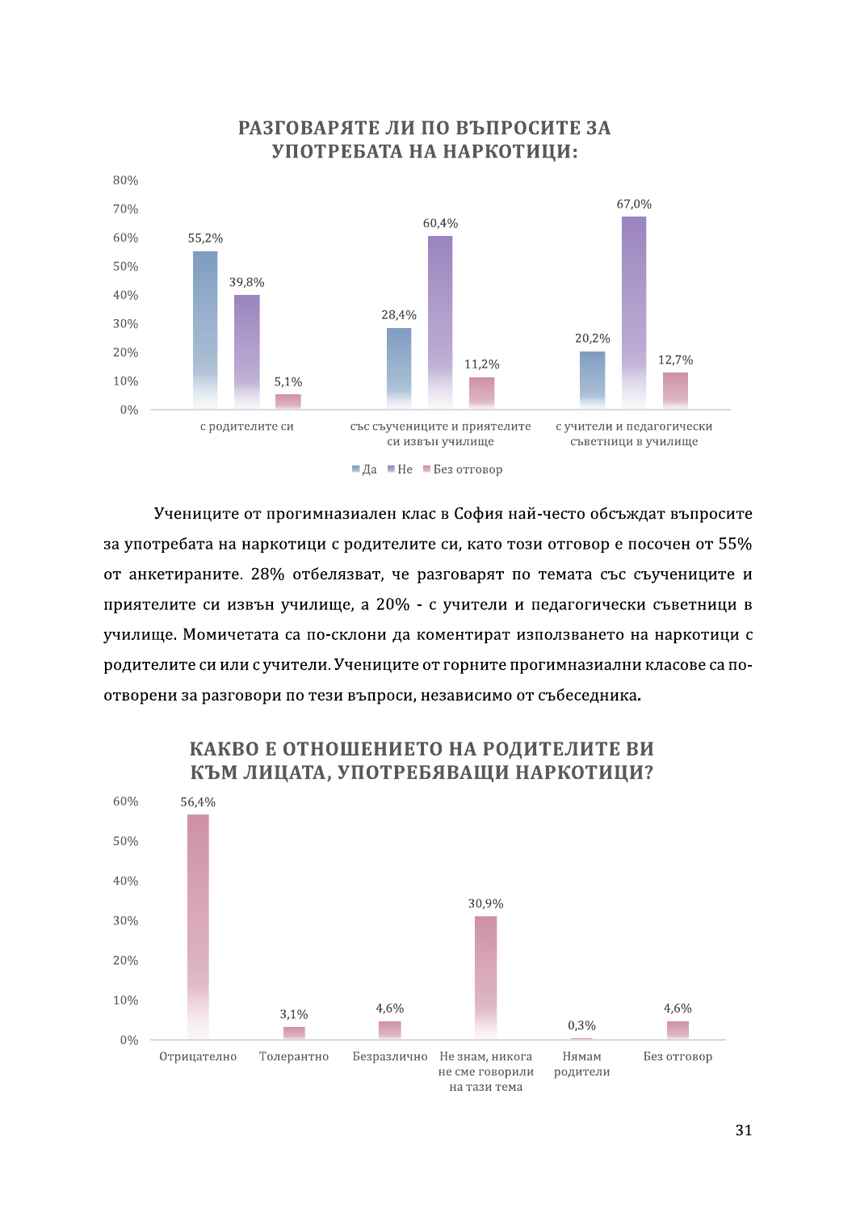## РАЗГОВАРЯТЕ ЛИ ПО ВЪПРОСИТЕ ЗА УПОТРЕБАТА НА НАРКОТИЦИ:

| | Да | Не | Без отговор |
|---|---|---|---|
| с родителите си | 55,2% | 39,8% | 5,1% |
| със съучениците и приятелите си извън училище | 28,4% | 60,4% | 11,2% |
| с учители и педагогически съветници в училище | 20,2% | 67,0% | 12,7% |

Учениците от прогимназиален клас в София най-често обсъждат въпросите за употребата на наркотици с родителите си, като този отговор е посочен от 55% от анкетираните. 28% отбелязват, че разговарят по темата със съучениците и приятелите си извън училище, а 20% - с учители и педагогически съветници в училище. Момичетата са по-склони да коментират използването на наркотици с родителите си или с учители. Учениците от горните прогимназиални класове са по-отворени за разговори по тези въпроси, независимо от събеседника.

## КАКВО Е ОТНОШЕНИЕТО НА РОДИТЕЛИТЕ ВИ КЪМ ЛИЦАТА, УПОТРЕБЯВАЩИ НАРКОТИЦИ?

| Отговор | % |
|---|---|
| Отрицателно | 56,4% |
| Толерантно | 3,1% |
| Безразлично | 4,6% |
| Не знам, никога не сме говорили на тази тема | 30,9% |
| Нямам родители | 0,3% |
| Без отговор | 4,6% |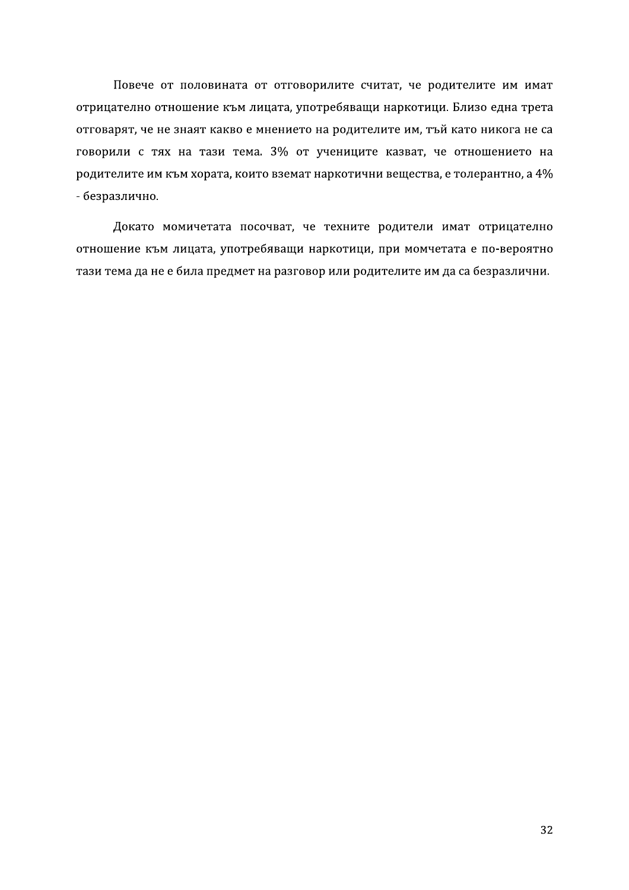Повече от половината от отговорилите считат, че родителите им имат отрицателно отношение към лицата, употребяващи наркотици. Близо една трета отговарят, че не знаят какво е мнението на родителите им, тъй като никога не са говорили с тях на тази тема. 3% от учениците казват, че отношението на родителите им към хората, които вземат наркотични вещества, е толерантно, а 4% - безразлично.

Докато момичетата посочват, че техните родители имат отрицателно отношение към лицата, употребяващи наркотици, при момчетата е по-вероятно тази тема да не е била предмет на разговор или родителите им да са безразлични.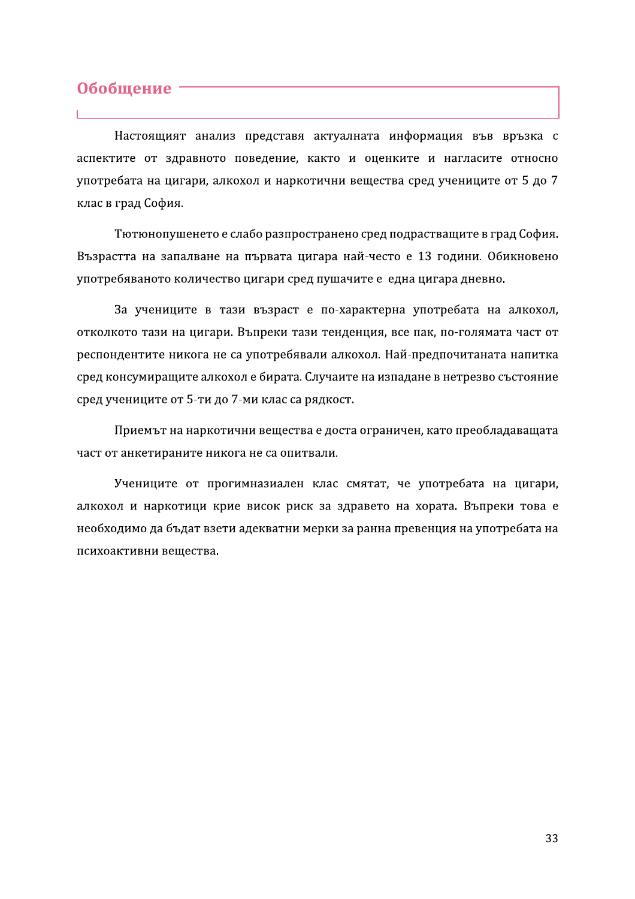## Обобщение

Настоящият анализ представя актуалната информация във връзка с аспектите от здравното поведение, както и оценките и нагласите относно употребата на цигари, алкохол и наркотични вещества сред учениците от 5 до 7 клас в град София.

Тютюнопушенето е слабо разпространено сред подрастващите в град София. Възрастта на запалване на първата цигара най-често е 13 години. Обикновено употребяваното количество цигари сред пушачите е една цигара дневно.

За учениците в тази възраст е по-характерна употребата на алкохол, отколкото тази на цигари. Въпреки тази тенденция, все пак, по-голямата част от респондентите никога не са употребявали алкохол. Най-предпочитаната напитка сред консумиращите алкохол е бирата. Случаите на изпадане в нетрезво състояние сред учениците от 5-ти до 7-ми клас са рядкост.

Приемът на наркотични вещества е доста ограничен, като преобладаващата част от анкетираните никога не са опитвали.

Учениците от прогимназиален клас смятат, че употребата на цигари, алкохол и наркотици крие висок риск за здравето на хората. Въпреки това е необходимо да бъдат взети адекватни мерки за ранна превенция на употребата на психоактивни вещества.